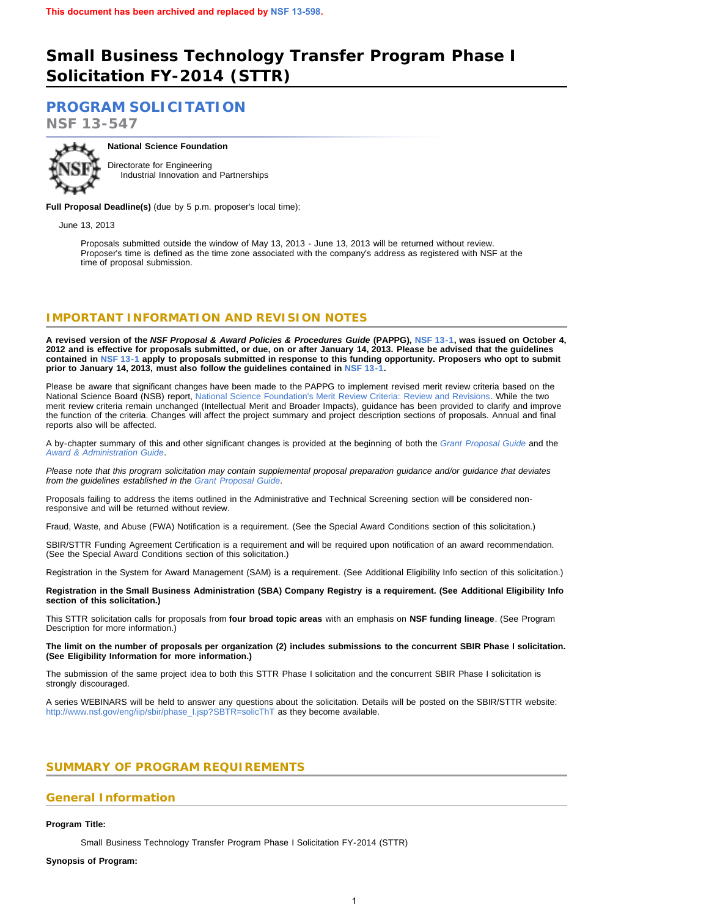**This document has been archived and replaced by NSF 13-598.**

# Small Business Technology Transfer Program Phase I Solicitation FY-2014 (STTR)

## PROGRAM SOLICITATION

**NSF 13-547**

**National Science Foundation**

Directorate for Engineering
    Industrial Innovation and Partnerships

**Full Proposal Deadline(s)** (due by 5 p.m. proposer's local time):

June 13, 2013

Proposals submitted outside the window of May 13, 2013 - June 13, 2013 will be returned without review. Proposer's time is defined as the time zone associated with the company's address as registered with NSF at the time of proposal submission.

## IMPORTANT INFORMATION AND REVISION NOTES

**A revised version of the *NSF Proposal & Award Policies & Procedures Guide* (PAPPG), NSF 13-1, was issued on October 4, 2012 and is effective for proposals submitted, or due, on or after January 14, 2013. Please be advised that the guidelines contained in NSF 13-1 apply to proposals submitted in response to this funding opportunity. Proposers who opt to submit prior to January 14, 2013, must also follow the guidelines contained in NSF 13-1.**

Please be aware that significant changes have been made to the PAPPG to implement revised merit review criteria based on the National Science Board (NSB) report, National Science Foundation's Merit Review Criteria: Review and Revisions. While the two merit review criteria remain unchanged (Intellectual Merit and Broader Impacts), guidance has been provided to clarify and improve the function of the criteria. Changes will affect the project summary and project description sections of proposals. Annual and final reports also will be affected.

A by-chapter summary of this and other significant changes is provided at the beginning of both the *Grant Proposal Guide* and the *Award & Administration Guide*.

*Please note that this program solicitation may contain supplemental proposal preparation guidance and/or guidance that deviates from the guidelines established in the Grant Proposal Guide.*

Proposals failing to address the items outlined in the Administrative and Technical Screening section will be considered non-responsive and will be returned without review.

Fraud, Waste, and Abuse (FWA) Notification is a requirement. (See the Special Award Conditions section of this solicitation.)

SBIR/STTR Funding Agreement Certification is a requirement and will be required upon notification of an award recommendation. (See the Special Award Conditions section of this solicitation.)

Registration in the System for Award Management (SAM) is a requirement. (See Additional Eligibility Info section of this solicitation.)

**Registration in the Small Business Administration (SBA) Company Registry is a requirement. (See Additional Eligibility Info section of this solicitation.)**

This STTR solicitation calls for proposals from **four broad topic areas** with an emphasis on **NSF funding lineage**. (See Program Description for more information.)

**The limit on the number of proposals per organization (2) includes submissions to the concurrent SBIR Phase I solicitation. (See Eligibility Information for more information.)**

The submission of the same project idea to both this STTR Phase I solicitation and the concurrent SBIR Phase I solicitation is strongly discouraged.

A series WEBINARS will be held to answer any questions about the solicitation. Details will be posted on the SBIR/STTR website: http://www.nsf.gov/eng/iip/sbir/phase_I.jsp?SBTR=solicThT as they become available.

## SUMMARY OF PROGRAM REQUIREMENTS

### General Information

**Program Title:**

Small Business Technology Transfer Program Phase I Solicitation FY-2014 (STTR)

**Synopsis of Program:**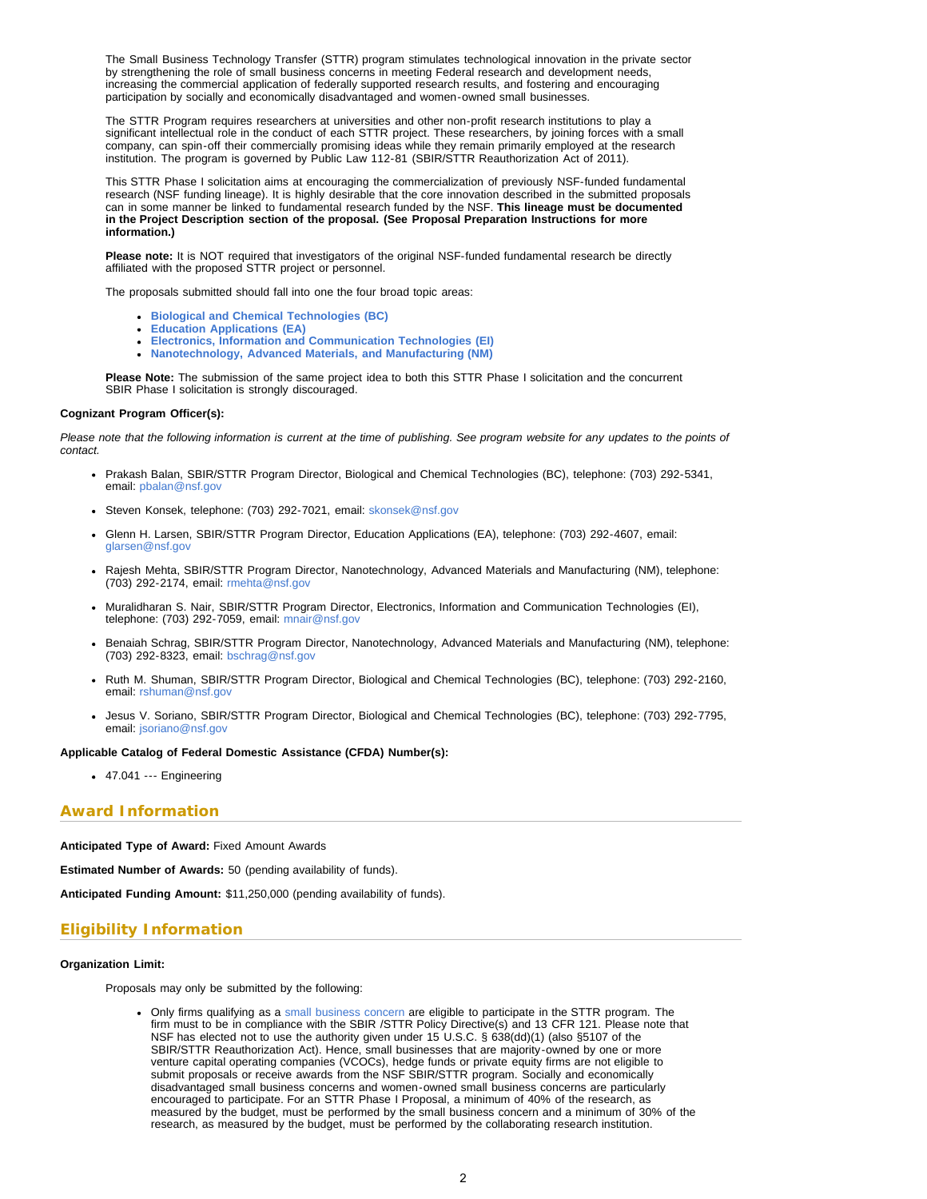The Small Business Technology Transfer (STTR) program stimulates technological innovation in the private sector by strengthening the role of small business concerns in meeting Federal research and development needs, increasing the commercial application of federally supported research results, and fostering and encouraging participation by socially and economically disadvantaged and women-owned small businesses.

The STTR Program requires researchers at universities and other non-profit research institutions to play a significant intellectual role in the conduct of each STTR project. These researchers, by joining forces with a small company, can spin-off their commercially promising ideas while they remain primarily employed at the research institution. The program is governed by Public Law 112-81 (SBIR/STTR Reauthorization Act of 2011).

This STTR Phase I solicitation aims at encouraging the commercialization of previously NSF-funded fundamental research (NSF funding lineage). It is highly desirable that the core innovation described in the submitted proposals can in some manner be linked to fundamental research funded by the NSF. **This lineage must be documented in the Project Description section of the proposal. (See Proposal Preparation Instructions for more information.)**

**Please note:** It is NOT required that investigators of the original NSF-funded fundamental research be directly affiliated with the proposed STTR project or personnel.

The proposals submitted should fall into one the four broad topic areas:

- **Biological and Chemical Technologies (BC)**
- **Education Applications (EA)**
- **Electronics, Information and Communication Technologies (EI)**
- **Nanotechnology, Advanced Materials, and Manufacturing (NM)**

**Please Note:** The submission of the same project idea to both this STTR Phase I solicitation and the concurrent SBIR Phase I solicitation is strongly discouraged.

**Cognizant Program Officer(s):**

*Please note that the following information is current at the time of publishing. See program website for any updates to the points of contact.*

- Prakash Balan, SBIR/STTR Program Director, Biological and Chemical Technologies (BC), telephone: (703) 292-5341, email: pbalan@nsf.gov
- Steven Konsek, telephone: (703) 292-7021, email: skonsek@nsf.gov
- Glenn H. Larsen, SBIR/STTR Program Director, Education Applications (EA), telephone: (703) 292-4607, email: glarsen@nsf.gov
- Rajesh Mehta, SBIR/STTR Program Director, Nanotechnology, Advanced Materials and Manufacturing (NM), telephone: (703) 292-2174, email: rmehta@nsf.gov
- Muralidharan S. Nair, SBIR/STTR Program Director, Electronics, Information and Communication Technologies (EI), telephone: (703) 292-7059, email: mnair@nsf.gov
- Benaiah Schrag, SBIR/STTR Program Director, Nanotechnology, Advanced Materials and Manufacturing (NM), telephone: (703) 292-8323, email: bschrag@nsf.gov
- Ruth M. Shuman, SBIR/STTR Program Director, Biological and Chemical Technologies (BC), telephone: (703) 292-2160, email: rshuman@nsf.gov
- Jesus V. Soriano, SBIR/STTR Program Director, Biological and Chemical Technologies (BC), telephone: (703) 292-7795, email: jsoriano@nsf.gov

**Applicable Catalog of Federal Domestic Assistance (CFDA) Number(s):**

- 47.041 --- Engineering

## Award Information

**Anticipated Type of Award:** Fixed Amount Awards

**Estimated Number of Awards:** 50 (pending availability of funds).

**Anticipated Funding Amount:** $11,250,000 (pending availability of funds).

## Eligibility Information

**Organization Limit:**

Proposals may only be submitted by the following:

- Only firms qualifying as a small business concern are eligible to participate in the STTR program. The firm must to be in compliance with the SBIR /STTR Policy Directive(s) and 13 CFR 121. Please note that NSF has elected not to use the authority given under 15 U.S.C. § 638(dd)(1) (also §5107 of the SBIR/STTR Reauthorization Act). Hence, small businesses that are majority-owned by one or more venture capital operating companies (VCOCs), hedge funds or private equity firms are not eligible to submit proposals or receive awards from the NSF SBIR/STTR program. Socially and economically disadvantaged small business concerns and women-owned small business concerns are particularly encouraged to participate. For an STTR Phase I Proposal, a minimum of 40% of the research, as measured by the budget, must be performed by the small business concern and a minimum of 30% of the research, as measured by the budget, must be performed by the collaborating research institution.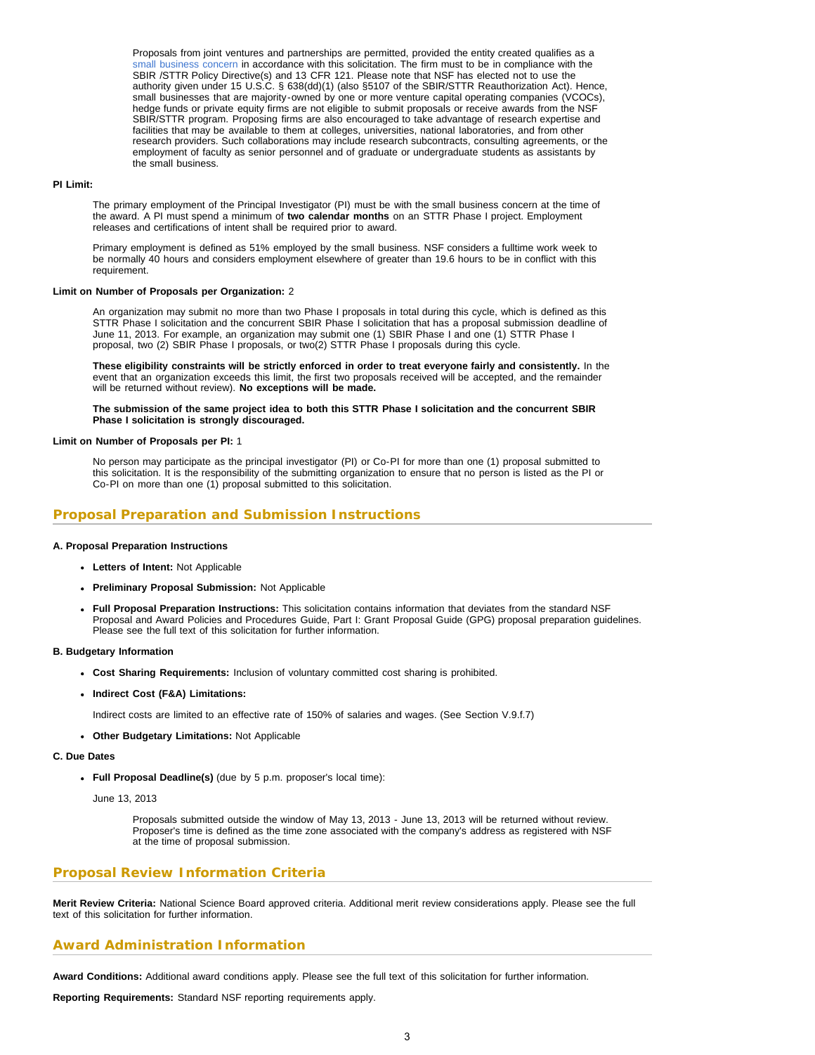Proposals from joint ventures and partnerships are permitted, provided the entity created qualifies as a small business concern in accordance with this solicitation. The firm must to be in compliance with the SBIR /STTR Policy Directive(s) and 13 CFR 121. Please note that NSF has elected not to use the authority given under 15 U.S.C. § 638(dd)(1) (also §5107 of the SBIR/STTR Reauthorization Act). Hence, small businesses that are majority-owned by one or more venture capital operating companies (VCOCs), hedge funds or private equity firms are not eligible to submit proposals or receive awards from the NSF SBIR/STTR program. Proposing firms are also encouraged to take advantage of research expertise and facilities that may be available to them at colleges, universities, national laboratories, and from other research providers. Such collaborations may include research subcontracts, consulting agreements, or the employment of faculty as senior personnel and of graduate or undergraduate students as assistants by the small business.

**PI Limit:**

The primary employment of the Principal Investigator (PI) must be with the small business concern at the time of the award. A PI must spend a minimum of **two calendar months** on an STTR Phase I project. Employment releases and certifications of intent shall be required prior to award.

Primary employment is defined as 51% employed by the small business. NSF considers a fulltime work week to be normally 40 hours and considers employment elsewhere of greater than 19.6 hours to be in conflict with this requirement.

**Limit on Number of Proposals per Organization:** 2

An organization may submit no more than two Phase I proposals in total during this cycle, which is defined as this STTR Phase I solicitation and the concurrent SBIR Phase I solicitation that has a proposal submission deadline of June 11, 2013. For example, an organization may submit one (1) SBIR Phase I and one (1) STTR Phase I proposal, two (2) SBIR Phase I proposals, or two(2) STTR Phase I proposals during this cycle.

**These eligibility constraints will be strictly enforced in order to treat everyone fairly and consistently.** In the event that an organization exceeds this limit, the first two proposals received will be accepted, and the remainder will be returned without review). **No exceptions will be made.**

**The submission of the same project idea to both this STTR Phase I solicitation and the concurrent SBIR Phase I solicitation is strongly discouraged.**

**Limit on Number of Proposals per PI:** 1

No person may participate as the principal investigator (PI) or Co-PI for more than one (1) proposal submitted to this solicitation. It is the responsibility of the submitting organization to ensure that no person is listed as the PI or Co-PI on more than one (1) proposal submitted to this solicitation.

## Proposal Preparation and Submission Instructions

**A. Proposal Preparation Instructions**

- **Letters of Intent:** Not Applicable
- **Preliminary Proposal Submission:** Not Applicable
- **Full Proposal Preparation Instructions:** This solicitation contains information that deviates from the standard NSF Proposal and Award Policies and Procedures Guide, Part I: Grant Proposal Guide (GPG) proposal preparation guidelines. Please see the full text of this solicitation for further information.

**B. Budgetary Information**

- **Cost Sharing Requirements:** Inclusion of voluntary committed cost sharing is prohibited.
- **Indirect Cost (F&A) Limitations:**

  Indirect costs are limited to an effective rate of 150% of salaries and wages. (See Section V.9.f.7)

- **Other Budgetary Limitations:** Not Applicable

**C. Due Dates**

- **Full Proposal Deadline(s)** (due by 5 p.m. proposer's local time):

  June 13, 2013

  Proposals submitted outside the window of May 13, 2013 - June 13, 2013 will be returned without review. Proposer's time is defined as the time zone associated with the company's address as registered with NSF at the time of proposal submission.

## Proposal Review Information Criteria

**Merit Review Criteria:** National Science Board approved criteria. Additional merit review considerations apply. Please see the full text of this solicitation for further information.

## Award Administration Information

**Award Conditions:** Additional award conditions apply. Please see the full text of this solicitation for further information.

**Reporting Requirements:** Standard NSF reporting requirements apply.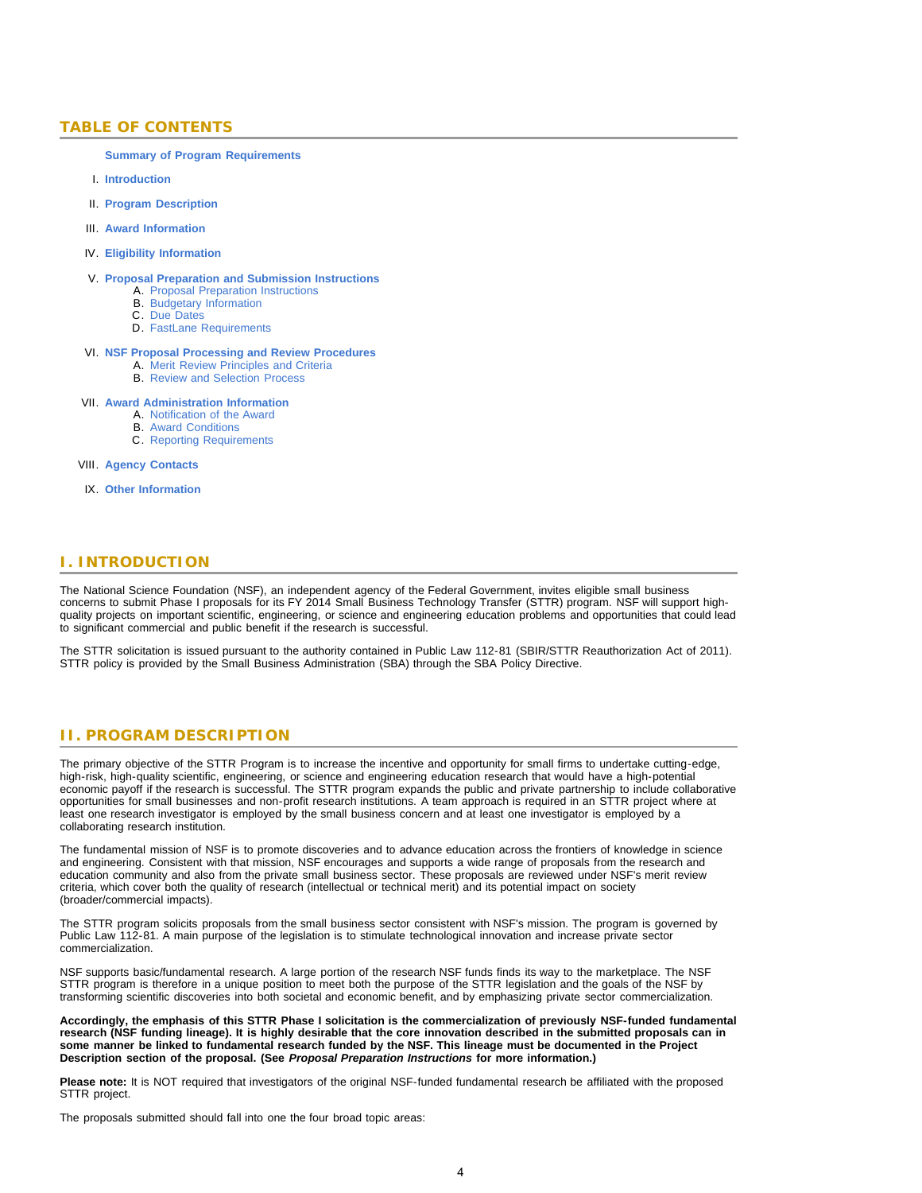## TABLE OF CONTENTS

**Summary of Program Requirements**

I. **Introduction**

II. **Program Description**

III. **Award Information**

IV. **Eligibility Information**

V. **Proposal Preparation and Submission Instructions**
   - A. Proposal Preparation Instructions
   - B. Budgetary Information
   - C. Due Dates
   - D. FastLane Requirements

VI. **NSF Proposal Processing and Review Procedures**
   - A. Merit Review Principles and Criteria
   - B. Review and Selection Process

VII. **Award Administration Information**
   - A. Notification of the Award
   - B. Award Conditions
   - C. Reporting Requirements

VIII. **Agency Contacts**

IX. **Other Information**

## I. INTRODUCTION

The National Science Foundation (NSF), an independent agency of the Federal Government, invites eligible small business concerns to submit Phase I proposals for its FY 2014 Small Business Technology Transfer (STTR) program. NSF will support high-quality projects on important scientific, engineering, or science and engineering education problems and opportunities that could lead to significant commercial and public benefit if the research is successful.

The STTR solicitation is issued pursuant to the authority contained in Public Law 112-81 (SBIR/STTR Reauthorization Act of 2011). STTR policy is provided by the Small Business Administration (SBA) through the SBA Policy Directive.

## II. PROGRAM DESCRIPTION

The primary objective of the STTR Program is to increase the incentive and opportunity for small firms to undertake cutting-edge, high-risk, high-quality scientific, engineering, or science and engineering education research that would have a high-potential economic payoff if the research is successful. The STTR program expands the public and private partnership to include collaborative opportunities for small businesses and non-profit research institutions. A team approach is required in an STTR project where at least one research investigator is employed by the small business concern and at least one investigator is employed by a collaborating research institution.

The fundamental mission of NSF is to promote discoveries and to advance education across the frontiers of knowledge in science and engineering. Consistent with that mission, NSF encourages and supports a wide range of proposals from the research and education community and also from the private small business sector. These proposals are reviewed under NSF's merit review criteria, which cover both the quality of research (intellectual or technical merit) and its potential impact on society (broader/commercial impacts).

The STTR program solicits proposals from the small business sector consistent with NSF's mission. The program is governed by Public Law 112-81. A main purpose of the legislation is to stimulate technological innovation and increase private sector commercialization.

NSF supports basic/fundamental research. A large portion of the research NSF funds finds its way to the marketplace. The NSF STTR program is therefore in a unique position to meet both the purpose of the STTR legislation and the goals of the NSF by transforming scientific discoveries into both societal and economic benefit, and by emphasizing private sector commercialization.

**Accordingly, the emphasis of this STTR Phase I solicitation is the commercialization of previously NSF-funded fundamental research (NSF funding lineage). It is highly desirable that the core innovation described in the submitted proposals can in some manner be linked to fundamental research funded by the NSF. This lineage must be documented in the Project Description section of the proposal. (See *Proposal Preparation Instructions* for more information.)**

**Please note:** It is NOT required that investigators of the original NSF-funded fundamental research be affiliated with the proposed STTR project.

The proposals submitted should fall into one the four broad topic areas: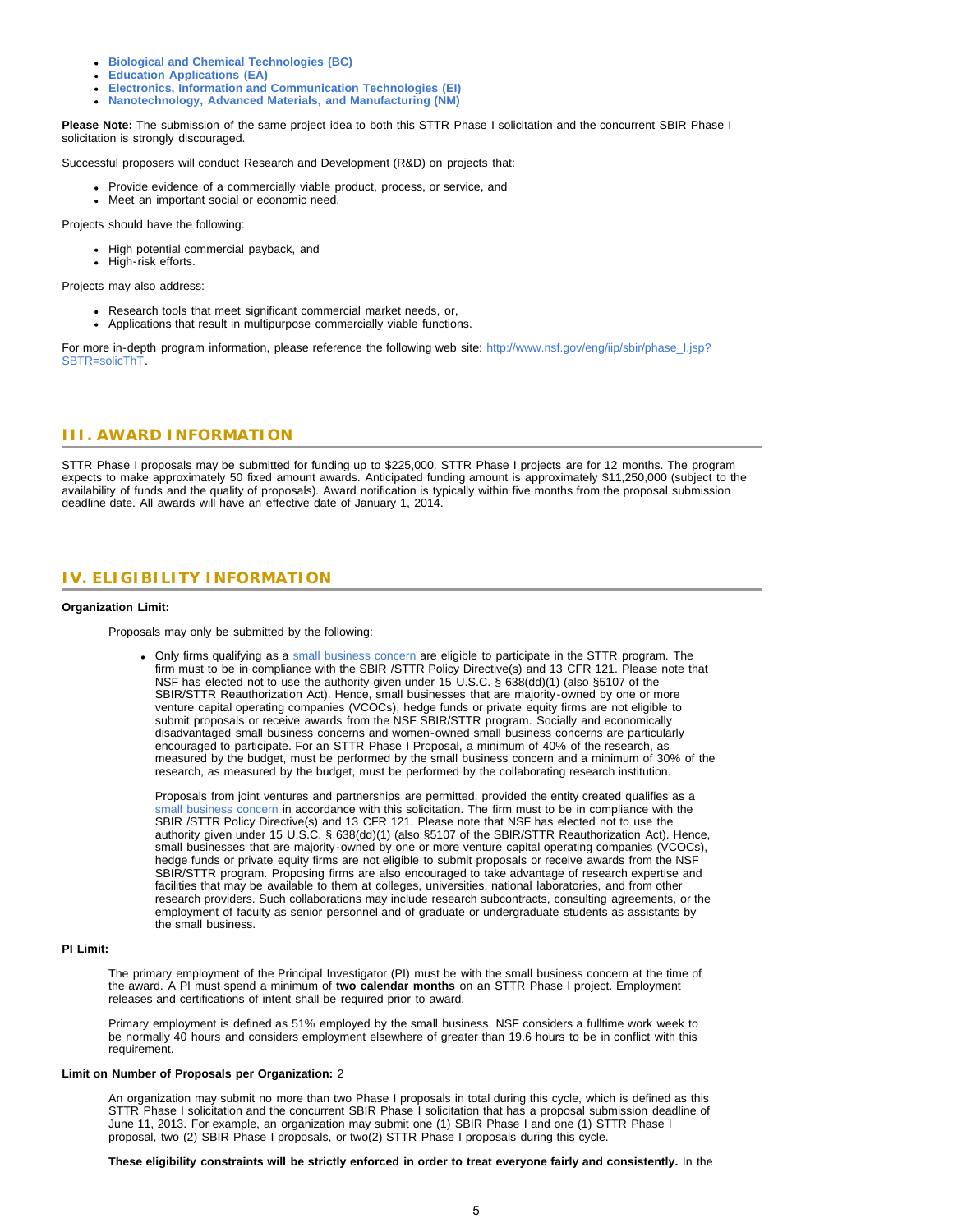- **Biological and Chemical Technologies (BC)**
- **Education Applications (EA)**
- **Electronics, Information and Communication Technologies (EI)**
- **Nanotechnology, Advanced Materials, and Manufacturing (NM)**

**Please Note:** The submission of the same project idea to both this STTR Phase I solicitation and the concurrent SBIR Phase I solicitation is strongly discouraged.

Successful proposers will conduct Research and Development (R&D) on projects that:

- Provide evidence of a commercially viable product, process, or service, and
- Meet an important social or economic need.

Projects should have the following:

- High potential commercial payback, and
- High-risk efforts.

Projects may also address:

- Research tools that meet significant commercial market needs, or,
- Applications that result in multipurpose commercially viable functions.

For more in-depth program information, please reference the following web site: http://www.nsf.gov/eng/iip/sbir/phase_I.jsp?SBTR=solicThT.

## III. AWARD INFORMATION

STTR Phase I proposals may be submitted for funding up to $225,000. STTR Phase I projects are for 12 months. The program expects to make approximately 50 fixed amount awards. Anticipated funding amount is approximately $11,250,000 (subject to the availability of funds and the quality of proposals). Award notification is typically within five months from the proposal submission deadline date. All awards will have an effective date of January 1, 2014.

## IV. ELIGIBILITY INFORMATION

**Organization Limit:**

Proposals may only be submitted by the following:

- Only firms qualifying as a small business concern are eligible to participate in the STTR program. The firm must to be in compliance with the SBIR /STTR Policy Directive(s) and 13 CFR 121. Please note that NSF has elected not to use the authority given under 15 U.S.C. § 638(dd)(1) (also §5107 of the SBIR/STTR Reauthorization Act). Hence, small businesses that are majority-owned by one or more venture capital operating companies (VCOCs), hedge funds or private equity firms are not eligible to submit proposals or receive awards from the NSF SBIR/STTR program. Socially and economically disadvantaged small business concerns and women-owned small business concerns are particularly encouraged to participate. For an STTR Phase I Proposal, a minimum of 40% of the research, as measured by the budget, must be performed by the small business concern and a minimum of 30% of the research, as measured by the budget, must be performed by the collaborating research institution.

  Proposals from joint ventures and partnerships are permitted, provided the entity created qualifies as a small business concern in accordance with this solicitation. The firm must to be in compliance with the SBIR /STTR Policy Directive(s) and 13 CFR 121. Please note that NSF has elected not to use the authority given under 15 U.S.C. § 638(dd)(1) (also §5107 of the SBIR/STTR Reauthorization Act). Hence, small businesses that are majority-owned by one or more venture capital operating companies (VCOCs), hedge funds or private equity firms are not eligible to submit proposals or receive awards from the NSF SBIR/STTR program. Proposing firms are also encouraged to take advantage of research expertise and facilities that may be available to them at colleges, universities, national laboratories, and from other research providers. Such collaborations may include research subcontracts, consulting agreements, or the employment of faculty as senior personnel and of graduate or undergraduate students as assistants by the small business.

**PI Limit:**

The primary employment of the Principal Investigator (PI) must be with the small business concern at the time of the award. A PI must spend a minimum of **two calendar months** on an STTR Phase I project. Employment releases and certifications of intent shall be required prior to award.

Primary employment is defined as 51% employed by the small business. NSF considers a fulltime work week to be normally 40 hours and considers employment elsewhere of greater than 19.6 hours to be in conflict with this requirement.

**Limit on Number of Proposals per Organization:** 2

An organization may submit no more than two Phase I proposals in total during this cycle, which is defined as this STTR Phase I solicitation and the concurrent SBIR Phase I solicitation that has a proposal submission deadline of June 11, 2013. For example, an organization may submit one (1) SBIR Phase I and one (1) STTR Phase I proposal, two (2) SBIR Phase I proposals, or two(2) STTR Phase I proposals during this cycle.

**These eligibility constraints will be strictly enforced in order to treat everyone fairly and consistently.** In the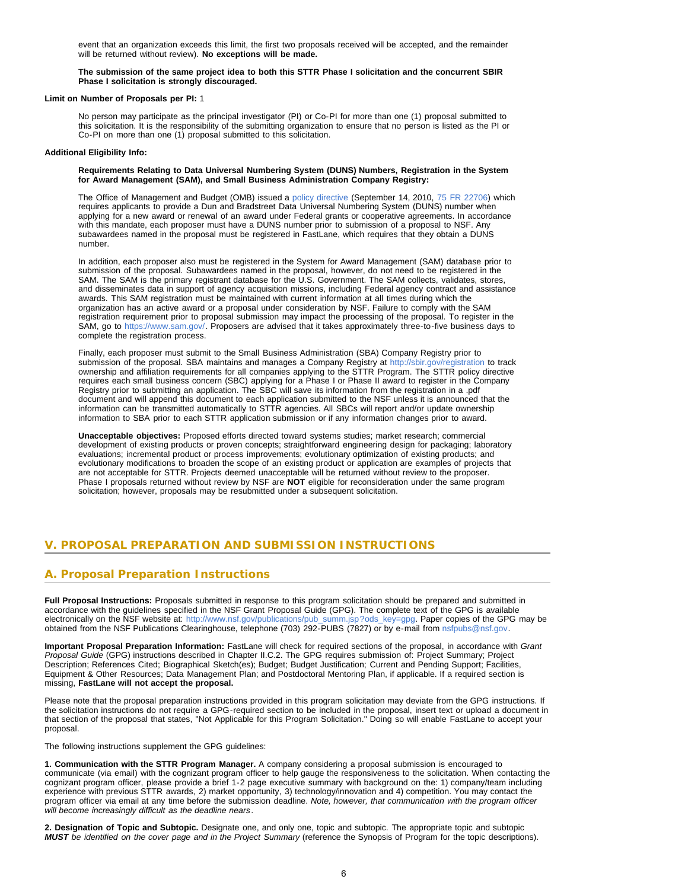event that an organization exceeds this limit, the first two proposals received will be accepted, and the remainder will be returned without review). **No exceptions will be made.**

**The submission of the same project idea to both this STTR Phase I solicitation and the concurrent SBIR Phase I solicitation is strongly discouraged.**

**Limit on Number of Proposals per PI:** 1

No person may participate as the principal investigator (PI) or Co-PI for more than one (1) proposal submitted to this solicitation. It is the responsibility of the submitting organization to ensure that no person is listed as the PI or Co-PI on more than one (1) proposal submitted to this solicitation.

**Additional Eligibility Info:**

**Requirements Relating to Data Universal Numbering System (DUNS) Numbers, Registration in the System for Award Management (SAM), and Small Business Administration Company Registry:**

The Office of Management and Budget (OMB) issued a policy directive (September 14, 2010, 75 FR 22706) which requires applicants to provide a Dun and Bradstreet Data Universal Numbering System (DUNS) number when applying for a new award or renewal of an award under Federal grants or cooperative agreements. In accordance with this mandate, each proposer must have a DUNS number prior to submission of a proposal to NSF. Any subawardees named in the proposal must be registered in FastLane, which requires that they obtain a DUNS number.

In addition, each proposer also must be registered in the System for Award Management (SAM) database prior to submission of the proposal. Subawardees named in the proposal, however, do not need to be registered in the SAM. The SAM is the primary registrant database for the U.S. Government. The SAM collects, validates, stores, and disseminates data in support of agency acquisition missions, including Federal agency contract and assistance awards. This SAM registration must be maintained with current information at all times during which the organization has an active award or a proposal under consideration by NSF. Failure to comply with the SAM registration requirement prior to proposal submission may impact the processing of the proposal. To register in the SAM, go to https://www.sam.gov/. Proposers are advised that it takes approximately three-to-five business days to complete the registration process.

Finally, each proposer must submit to the Small Business Administration (SBA) Company Registry prior to submission of the proposal. SBA maintains and manages a Company Registry at http://sbir.gov/registration to track ownership and affiliation requirements for all companies applying to the STTR Program. The STTR policy directive requires each small business concern (SBC) applying for a Phase I or Phase II award to register in the Company Registry prior to submitting an application. The SBC will save its information from the registration in a .pdf document and will append this document to each application submitted to the NSF unless it is announced that the information can be transmitted automatically to STTR agencies. All SBCs will report and/or update ownership information to SBA prior to each STTR application submission or if any information changes prior to award.

**Unacceptable objectives:** Proposed efforts directed toward systems studies; market research; commercial development of existing products or proven concepts; straightforward engineering design for packaging; laboratory evaluations; incremental product or process improvements; evolutionary optimization of existing products; and evolutionary modifications to broaden the scope of an existing product or application are examples of projects that are not acceptable for STTR. Projects deemed unacceptable will be returned without review to the proposer. Phase I proposals returned without review by NSF are **NOT** eligible for reconsideration under the same program solicitation; however, proposals may be resubmitted under a subsequent solicitation.

## V. PROPOSAL PREPARATION AND SUBMISSION INSTRUCTIONS

### A. Proposal Preparation Instructions

**Full Proposal Instructions:** Proposals submitted in response to this program solicitation should be prepared and submitted in accordance with the guidelines specified in the NSF Grant Proposal Guide (GPG). The complete text of the GPG is available electronically on the NSF website at: http://www.nsf.gov/publications/pub_summ.jsp?ods_key=gpg. Paper copies of the GPG may be obtained from the NSF Publications Clearinghouse, telephone (703) 292-PUBS (7827) or by e-mail from nsfpubs@nsf.gov.

**Important Proposal Preparation Information:** FastLane will check for required sections of the proposal, in accordance with *Grant Proposal Guide* (GPG) instructions described in Chapter II.C.2. The GPG requires submission of: Project Summary; Project Description; References Cited; Biographical Sketch(es); Budget; Budget Justification; Current and Pending Support; Facilities, Equipment & Other Resources; Data Management Plan; and Postdoctoral Mentoring Plan, if applicable. If a required section is missing, **FastLane will not accept the proposal.**

Please note that the proposal preparation instructions provided in this program solicitation may deviate from the GPG instructions. If the solicitation instructions do not require a GPG-required section to be included in the proposal, insert text or upload a document in that section of the proposal that states, "Not Applicable for this Program Solicitation." Doing so will enable FastLane to accept your proposal.

The following instructions supplement the GPG guidelines:

**1. Communication with the STTR Program Manager.** A company considering a proposal submission is encouraged to communicate (via email) with the cognizant program officer to help gauge the responsiveness to the solicitation. When contacting the cognizant program officer, please provide a brief 1-2 page executive summary with background on the: 1) company/team including experience with previous STTR awards, 2) market opportunity, 3) technology/innovation and 4) competition. You may contact the program officer via email at any time before the submission deadline. *Note, however, that communication with the program officer will become increasingly difficult as the deadline nears*.

**2. Designation of Topic and Subtopic.** Designate one, and only one, topic and subtopic. The appropriate topic and subtopic ***MUST*** *be identified on the cover page and in the Project Summary* (reference the Synopsis of Program for the topic descriptions).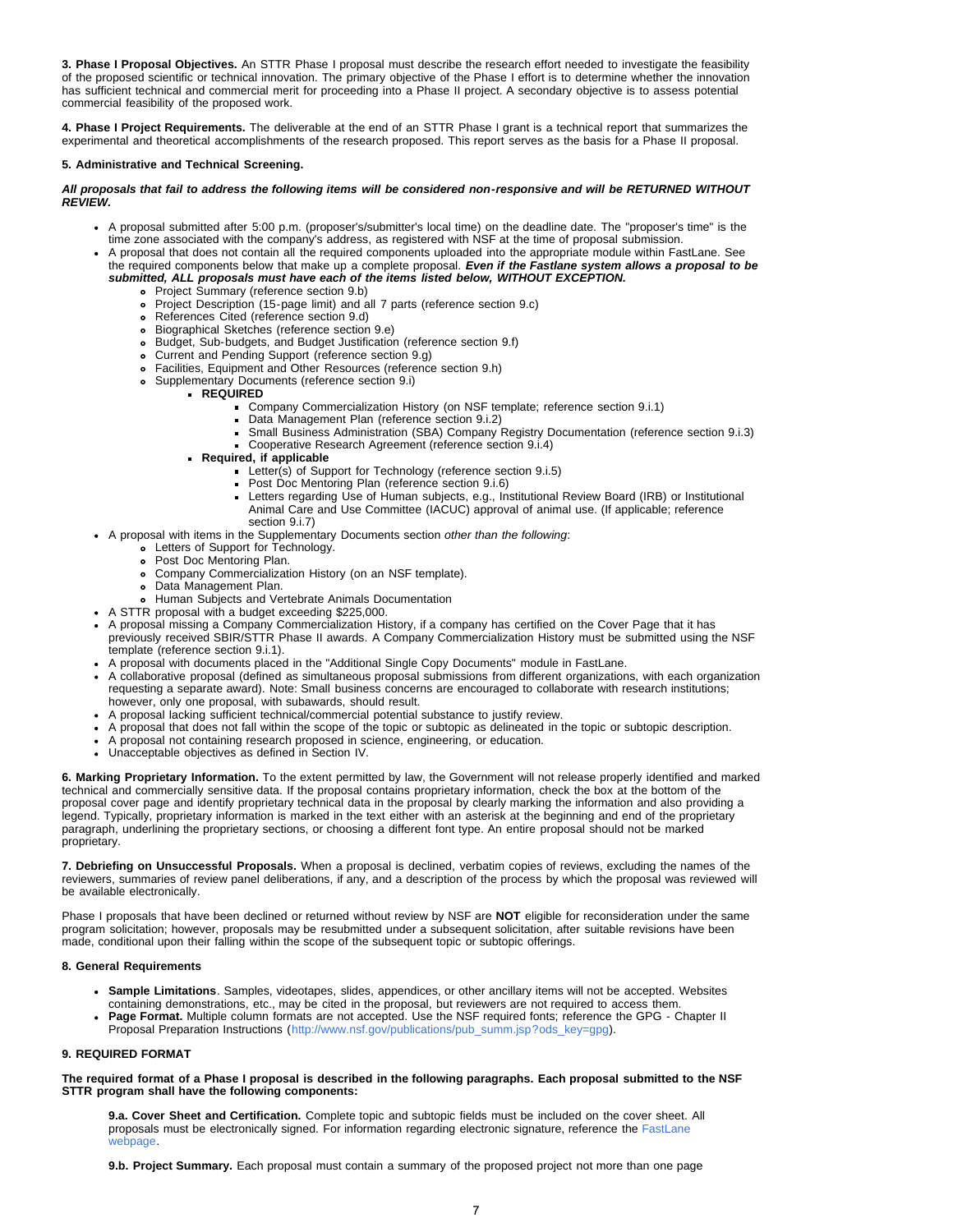**3. Phase I Proposal Objectives.** An STTR Phase I proposal must describe the research effort needed to investigate the feasibility of the proposed scientific or technical innovation. The primary objective of the Phase I effort is to determine whether the innovation has sufficient technical and commercial merit for proceeding into a Phase II project. A secondary objective is to assess potential commercial feasibility of the proposed work.

**4. Phase I Project Requirements.** The deliverable at the end of an STTR Phase I grant is a technical report that summarizes the experimental and theoretical accomplishments of the research proposed. This report serves as the basis for a Phase II proposal.

**5. Administrative and Technical Screening.**

***All proposals that fail to address the following items will be considered non-responsive and will be RETURNED WITHOUT REVIEW.***

- A proposal submitted after 5:00 p.m. (proposer's/submitter's local time) on the deadline date. The "proposer's time" is the time zone associated with the company's address, as registered with NSF at the time of proposal submission.
- A proposal that does not contain all the required components uploaded into the appropriate module within FastLane. See the required components below that make up a complete proposal. ***Even if the Fastlane system allows a proposal to be submitted, ALL proposals must have each of the items listed below, WITHOUT EXCEPTION.***
  - Project Summary (reference section 9.b)
  - Project Description (15-page limit) and all 7 parts (reference section 9.c)
  - References Cited (reference section 9.d)
  - Biographical Sketches (reference section 9.e)
  - Budget, Sub-budgets, and Budget Justification (reference section 9.f)
  - Current and Pending Support (reference section 9.g)
  - Facilities, Equipment and Other Resources (reference section 9.h)
  - Supplementary Documents (reference section 9.i)
    - **REQUIRED**
      - Company Commercialization History (on NSF template; reference section 9.i.1)
      - Data Management Plan (reference section 9.i.2)
      - Small Business Administration (SBA) Company Registry Documentation (reference section 9.i.3)
      - Cooperative Research Agreement (reference section 9.i.4)
    - **Required, if applicable**
      - Letter(s) of Support for Technology (reference section 9.i.5)
      - Post Doc Mentoring Plan (reference section 9.i.6)
      - Letters regarding Use of Human subjects, e.g., Institutional Review Board (IRB) or Institutional Animal Care and Use Committee (IACUC) approval of animal use. (If applicable; reference section 9.i.7)
- A proposal with items in the Supplementary Documents section *other than the following*:
  - Letters of Support for Technology.
  - Post Doc Mentoring Plan.
  - Company Commercialization History (on an NSF template).
  - Data Management Plan.
  - Human Subjects and Vertebrate Animals Documentation
- A STTR proposal with a budget exceeding $225,000.
- A proposal missing a Company Commercialization History, if a company has certified on the Cover Page that it has previously received SBIR/STTR Phase II awards. A Company Commercialization History must be submitted using the NSF template (reference section 9.i.1).
- A proposal with documents placed in the "Additional Single Copy Documents" module in FastLane.
- A collaborative proposal (defined as simultaneous proposal submissions from different organizations, with each organization requesting a separate award). Note: Small business concerns are encouraged to collaborate with research institutions; however, only one proposal, with subawards, should result.
- A proposal lacking sufficient technical/commercial potential substance to justify review.
- A proposal that does not fall within the scope of the topic or subtopic as delineated in the topic or subtopic description.
- A proposal not containing research proposed in science, engineering, or education.
- Unacceptable objectives as defined in Section IV.

**6. Marking Proprietary Information.** To the extent permitted by law, the Government will not release properly identified and marked technical and commercially sensitive data. If the proposal contains proprietary information, check the box at the bottom of the proposal cover page and identify proprietary technical data in the proposal by clearly marking the information and also providing a legend. Typically, proprietary information is marked in the text either with an asterisk at the beginning and end of the proprietary paragraph, underlining the proprietary sections, or choosing a different font type. An entire proposal should not be marked proprietary.

**7. Debriefing on Unsuccessful Proposals.** When a proposal is declined, verbatim copies of reviews, excluding the names of the reviewers, summaries of review panel deliberations, if any, and a description of the process by which the proposal was reviewed will be available electronically.

Phase I proposals that have been declined or returned without review by NSF are **NOT** eligible for reconsideration under the same program solicitation; however, proposals may be resubmitted under a subsequent solicitation, after suitable revisions have been made, conditional upon their falling within the scope of the subsequent topic or subtopic offerings.

**8. General Requirements**

- **Sample Limitations**. Samples, videotapes, slides, appendices, or other ancillary items will not be accepted. Websites containing demonstrations, etc., may be cited in the proposal, but reviewers are not required to access them.
- **Page Format.** Multiple column formats are not accepted. Use the NSF required fonts; reference the GPG - Chapter II Proposal Preparation Instructions (http://www.nsf.gov/publications/pub_summ.jsp?ods_key=gpg).

**9. REQUIRED FORMAT**

**The required format of a Phase I proposal is described in the following paragraphs. Each proposal submitted to the NSF STTR program shall have the following components:**

**9.a. Cover Sheet and Certification.** Complete topic and subtopic fields must be included on the cover sheet. All proposals must be electronically signed. For information regarding electronic signature, reference the FastLane webpage.

**9.b. Project Summary.** Each proposal must contain a summary of the proposed project not more than one page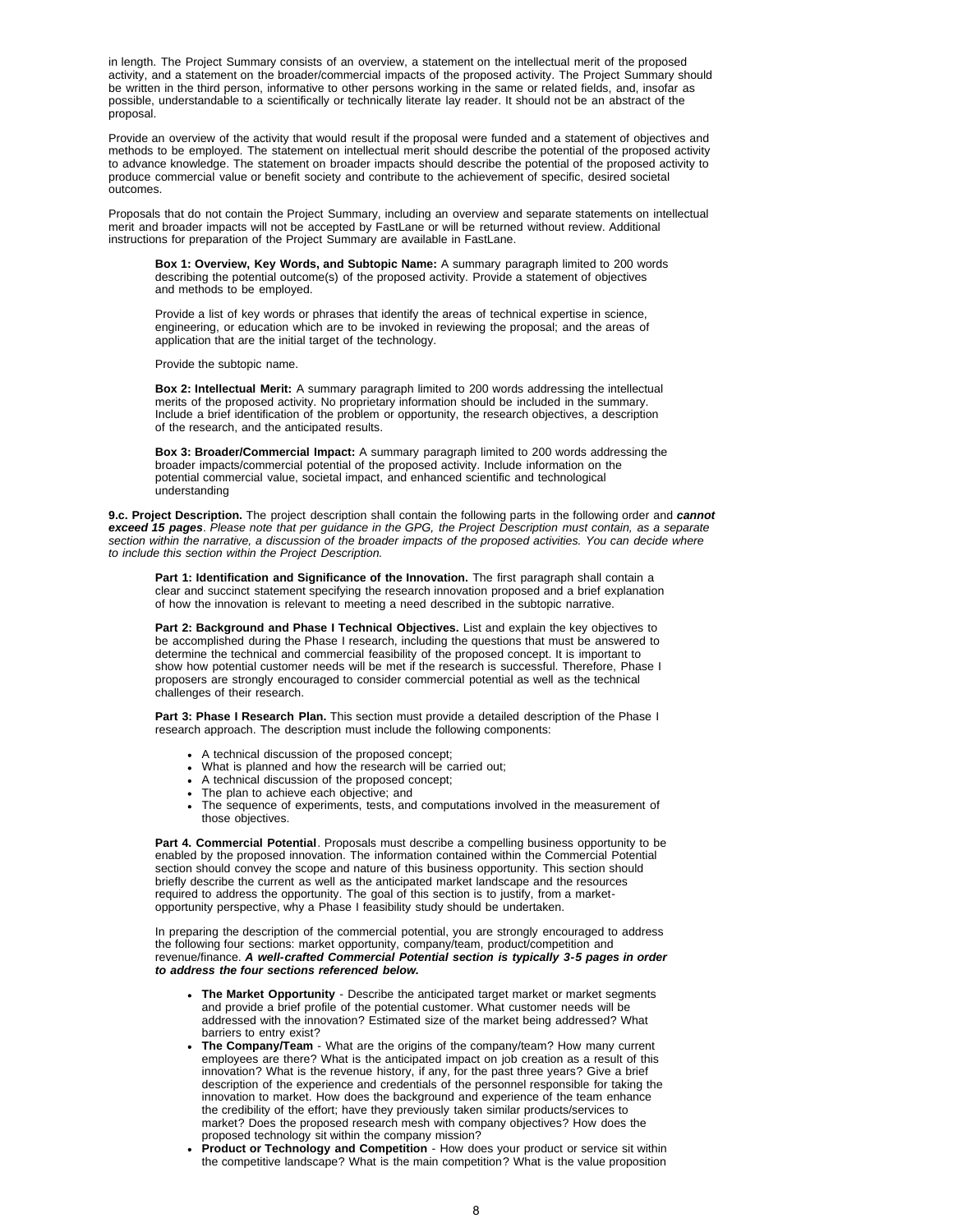in length. The Project Summary consists of an overview, a statement on the intellectual merit of the proposed activity, and a statement on the broader/commercial impacts of the proposed activity. The Project Summary should be written in the third person, informative to other persons working in the same or related fields, and, insofar as possible, understandable to a scientifically or technically literate lay reader. It should not be an abstract of the proposal.

Provide an overview of the activity that would result if the proposal were funded and a statement of objectives and methods to be employed. The statement on intellectual merit should describe the potential of the proposed activity to advance knowledge. The statement on broader impacts should describe the potential of the proposed activity to produce commercial value or benefit society and contribute to the achievement of specific, desired societal outcomes.

Proposals that do not contain the Project Summary, including an overview and separate statements on intellectual merit and broader impacts will not be accepted by FastLane or will be returned without review. Additional instructions for preparation of the Project Summary are available in FastLane.

> **Box 1: Overview, Key Words, and Subtopic Name:** A summary paragraph limited to 200 words describing the potential outcome(s) of the proposed activity. Provide a statement of objectives and methods to be employed.
>
> Provide a list of key words or phrases that identify the areas of technical expertise in science, engineering, or education which are to be invoked in reviewing the proposal; and the areas of application that are the initial target of the technology.
>
> Provide the subtopic name.
>
> **Box 2: Intellectual Merit:** A summary paragraph limited to 200 words addressing the intellectual merits of the proposed activity. No proprietary information should be included in the summary. Include a brief identification of the problem or opportunity, the research objectives, a description of the research, and the anticipated results.
>
> **Box 3: Broader/Commercial Impact:** A summary paragraph limited to 200 words addressing the broader impacts/commercial potential of the proposed activity. Include information on the potential commercial value, societal impact, and enhanced scientific and technological understanding

**9.c. Project Description.** The project description shall contain the following parts in the following order and ***cannot exceed 15 pages***. *Please note that per guidance in the GPG, the Project Description must contain, as a separate section within the narrative, a discussion of the broader impacts of the proposed activities. You can decide where to include this section within the Project Description.*

> **Part 1: Identification and Significance of the Innovation.** The first paragraph shall contain a clear and succinct statement specifying the research innovation proposed and a brief explanation of how the innovation is relevant to meeting a need described in the subtopic narrative.
>
> **Part 2: Background and Phase I Technical Objectives.** List and explain the key objectives to be accomplished during the Phase I research, including the questions that must be answered to determine the technical and commercial feasibility of the proposed concept. It is important to show how potential customer needs will be met if the research is successful. Therefore, Phase I proposers are strongly encouraged to consider commercial potential as well as the technical challenges of their research.
>
> **Part 3: Phase I Research Plan.** This section must provide a detailed description of the Phase I research approach. The description must include the following components:
>
> - A technical discussion of the proposed concept;
> - What is planned and how the research will be carried out;
> - A technical discussion of the proposed concept;
> - The plan to achieve each objective; and
> - The sequence of experiments, tests, and computations involved in the measurement of those objectives.
>
> **Part 4. Commercial Potential**. Proposals must describe a compelling business opportunity to be enabled by the proposed innovation. The information contained within the Commercial Potential section should convey the scope and nature of this business opportunity. This section should briefly describe the current as well as the anticipated market landscape and the resources required to address the opportunity. The goal of this section is to justify, from a market-opportunity perspective, why a Phase I feasibility study should be undertaken.
>
> In preparing the description of the commercial potential, you are strongly encouraged to address the following four sections: market opportunity, company/team, product/competition and revenue/finance. ***A well-crafted Commercial Potential section is typically 3-5 pages in order to address the four sections referenced below.***
>
> - **The Market Opportunity** - Describe the anticipated target market or market segments and provide a brief profile of the potential customer. What customer needs will be addressed with the innovation? Estimated size of the market being addressed? What barriers to entry exist?
> - **The Company/Team** - What are the origins of the company/team? How many current employees are there? What is the anticipated impact on job creation as a result of this innovation? What is the revenue history, if any, for the past three years? Give a brief description of the experience and credentials of the personnel responsible for taking the innovation to market. How does the background and experience of the team enhance the credibility of the effort; have they previously taken similar products/services to market? Does the proposed research mesh with company objectives? How does the proposed technology sit within the company mission?
> - **Product or Technology and Competition** - How does your product or service sit within the competitive landscape? What is the main competition? What is the value proposition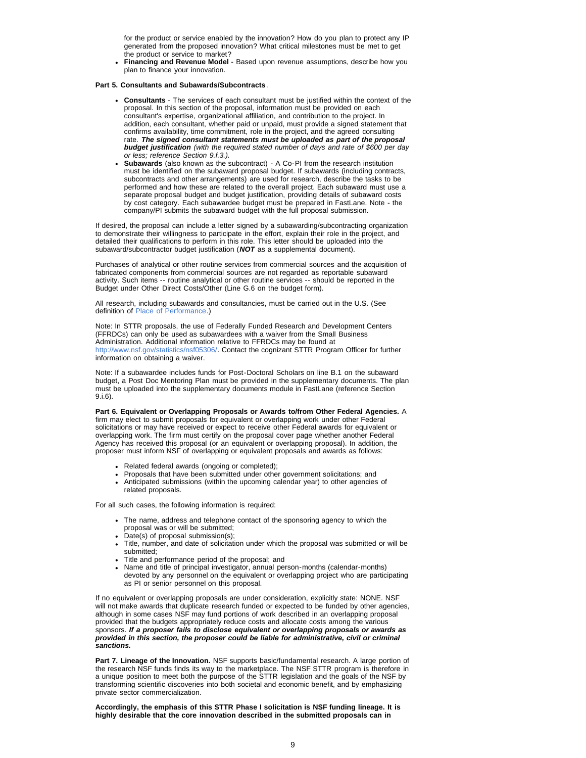for the product or service enabled by the innovation? How do you plan to protect any IP generated from the proposed innovation? What critical milestones must be met to get the product or service to market?
- **Financing and Revenue Model** - Based upon revenue assumptions, describe how you plan to finance your innovation.

**Part 5. Consultants and Subawards/Subcontracts**.

- **Consultants** - The services of each consultant must be justified within the context of the proposal. In this section of the proposal, information must be provided on each consultant's expertise, organizational affiliation, and contribution to the project. In addition, each consultant, whether paid or unpaid, must provide a signed statement that confirms availability, time commitment, role in the project, and the agreed consulting rate. ***The signed consultant statements must be uploaded as part of the proposal budget justification*** *(with the required stated number of days and rate of $600 per day or less; reference Section 9.f.3.).*
- **Subawards** (also known as the subcontract) - A Co-PI from the research institution must be identified on the subaward proposal budget. If subawards (including contracts, subcontracts and other arrangements) are used for research, describe the tasks to be performed and how these are related to the overall project. Each subaward must use a separate proposal budget and budget justification, providing details of subaward costs by cost category. Each subawardee budget must be prepared in FastLane. Note - the company/PI submits the subaward budget with the full proposal submission.

If desired, the proposal can include a letter signed by a subawarding/subcontracting organization to demonstrate their willingness to participate in the effort, explain their role in the project, and detailed their qualifications to perform in this role. This letter should be uploaded into the subaward/subcontractor budget justification (***NOT*** as a supplemental document).

Purchases of analytical or other routine services from commercial sources and the acquisition of fabricated components from commercial sources are not regarded as reportable subaward activity. Such items -- routine analytical or other routine services -- should be reported in the Budget under Other Direct Costs/Other (Line G.6 on the budget form).

All research, including subawards and consultancies, must be carried out in the U.S. (See definition of Place of Performance.)

Note: In STTR proposals, the use of Federally Funded Research and Development Centers (FFRDCs) can only be used as subawardees with a waiver from the Small Business Administration. Additional information relative to FFRDCs may be found at http://www.nsf.gov/statistics/nsf05306/. Contact the cognizant STTR Program Officer for further information on obtaining a waiver.

Note: If a subawardee includes funds for Post-Doctoral Scholars on line B.1 on the subaward budget, a Post Doc Mentoring Plan must be provided in the supplementary documents. The plan must be uploaded into the supplementary documents module in FastLane (reference Section 9.i.6).

**Part 6. Equivalent or Overlapping Proposals or Awards to/from Other Federal Agencies.** A firm may elect to submit proposals for equivalent or overlapping work under other Federal solicitations or may have received or expect to receive other Federal awards for equivalent or overlapping work. The firm must certify on the proposal cover page whether another Federal Agency has received this proposal (or an equivalent or overlapping proposal). In addition, the proposer must inform NSF of overlapping or equivalent proposals and awards as follows:

- Related federal awards (ongoing or completed);
- Proposals that have been submitted under other government solicitations; and
- Anticipated submissions (within the upcoming calendar year) to other agencies of related proposals.

For all such cases, the following information is required:

- The name, address and telephone contact of the sponsoring agency to which the proposal was or will be submitted;
- Date(s) of proposal submission(s);
- Title, number, and date of solicitation under which the proposal was submitted or will be submitted;
- Title and performance period of the proposal; and
- Name and title of principal investigator, annual person-months (calendar-months) devoted by any personnel on the equivalent or overlapping project who are participating as PI or senior personnel on this proposal.

If no equivalent or overlapping proposals are under consideration, explicitly state: NONE. NSF will not make awards that duplicate research funded or expected to be funded by other agencies, although in some cases NSF may fund portions of work described in an overlapping proposal provided that the budgets appropriately reduce costs and allocate costs among the various sponsors. ***If a proposer fails to disclose equivalent or overlapping proposals or awards as provided in this section, the proposer could be liable for administrative, civil or criminal sanctions.***

**Part 7. Lineage of the Innovation.** NSF supports basic/fundamental research. A large portion of the research NSF funds finds its way to the marketplace. The NSF STTR program is therefore in a unique position to meet both the purpose of the STTR legislation and the goals of the NSF by transforming scientific discoveries into both societal and economic benefit, and by emphasizing private sector commercialization.

**Accordingly, the emphasis of this STTR Phase I solicitation is NSF funding lineage. It is highly desirable that the core innovation described in the submitted proposals can in**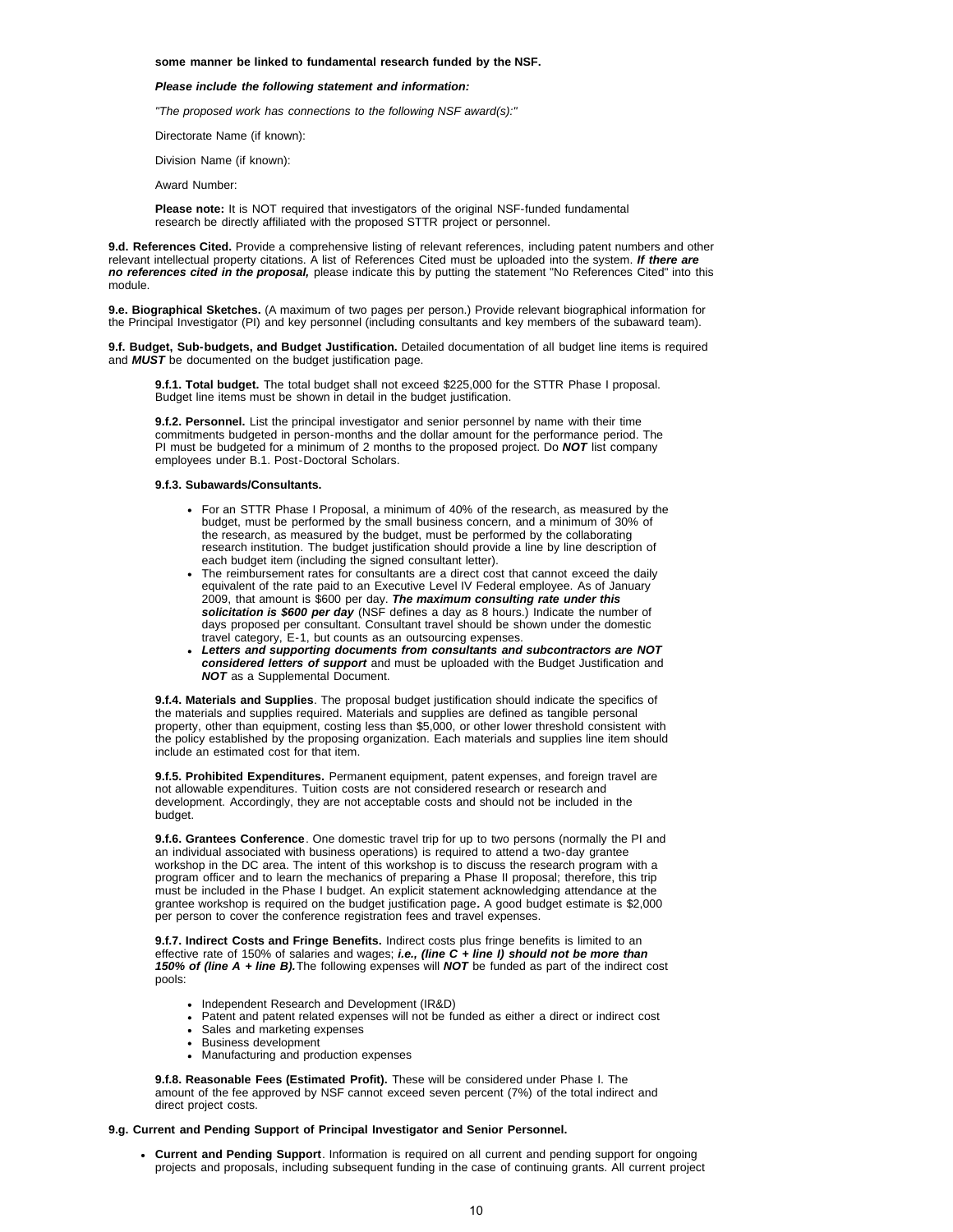**some manner be linked to fundamental research funded by the NSF.**

***Please include the following statement and information:***

*"The proposed work has connections to the following NSF award(s):"*

Directorate Name (if known):

Division Name (if known):

Award Number:

**Please note:** It is NOT required that investigators of the original NSF-funded fundamental research be directly affiliated with the proposed STTR project or personnel.

**9.d. References Cited.** Provide a comprehensive listing of relevant references, including patent numbers and other relevant intellectual property citations. A list of References Cited must be uploaded into the system. ***If there are no references cited in the proposal,*** please indicate this by putting the statement "No References Cited" into this module.

**9.e. Biographical Sketches.** (A maximum of two pages per person.) Provide relevant biographical information for the Principal Investigator (PI) and key personnel (including consultants and key members of the subaward team).

**9.f. Budget, Sub-budgets, and Budget Justification.** Detailed documentation of all budget line items is required and ***MUST*** be documented on the budget justification page.

**9.f.1. Total budget.** The total budget shall not exceed $225,000 for the STTR Phase I proposal. Budget line items must be shown in detail in the budget justification.

**9.f.2. Personnel.** List the principal investigator and senior personnel by name with their time commitments budgeted in person-months and the dollar amount for the performance period. The PI must be budgeted for a minimum of 2 months to the proposed project. Do ***NOT*** list company employees under B.1. Post-Doctoral Scholars.

**9.f.3. Subawards/Consultants.**

- For an STTR Phase I Proposal, a minimum of 40% of the research, as measured by the budget, must be performed by the small business concern, and a minimum of 30% of the research, as measured by the budget, must be performed by the collaborating research institution. The budget justification should provide a line by line description of each budget item (including the signed consultant letter).
- The reimbursement rates for consultants are a direct cost that cannot exceed the daily equivalent of the rate paid to an Executive Level IV Federal employee. As of January 2009, that amount is $600 per day. ***The maximum consulting rate under this solicitation is $600 per day*** (NSF defines a day as 8 hours.) Indicate the number of days proposed per consultant. Consultant travel should be shown under the domestic travel category, E-1, but counts as an outsourcing expenses.
- ***Letters and supporting documents from consultants and subcontractors are NOT considered letters of support*** and must be uploaded with the Budget Justification and ***NOT*** as a Supplemental Document.

**9.f.4. Materials and Supplies**. The proposal budget justification should indicate the specifics of the materials and supplies required. Materials and supplies are defined as tangible personal property, other than equipment, costing less than $5,000, or other lower threshold consistent with the policy established by the proposing organization. Each materials and supplies line item should include an estimated cost for that item.

**9.f.5. Prohibited Expenditures.** Permanent equipment, patent expenses, and foreign travel are not allowable expenditures. Tuition costs are not considered research or research and development. Accordingly, they are not acceptable costs and should not be included in the budget.

**9.f.6. Grantees Conference**. One domestic travel trip for up to two persons (normally the PI and an individual associated with business operations) is required to attend a two-day grantee workshop in the DC area. The intent of this workshop is to discuss the research program with a program officer and to learn the mechanics of preparing a Phase II proposal; therefore, this trip must be included in the Phase I budget. An explicit statement acknowledging attendance at the grantee workshop is required on the budget justification page**.** A good budget estimate is $2,000 per person to cover the conference registration fees and travel expenses.

**9.f.7. Indirect Costs and Fringe Benefits.** Indirect costs plus fringe benefits is limited to an effective rate of 150% of salaries and wages; ***i.e., (line C + line I) should not be more than 150% of (line A + line B).*** The following expenses will ***NOT*** be funded as part of the indirect cost pools:

- Independent Research and Development (IR&D)
- Patent and patent related expenses will not be funded as either a direct or indirect cost
- Sales and marketing expenses
- Business development
- Manufacturing and production expenses

**9.f.8. Reasonable Fees (Estimated Profit).** These will be considered under Phase I. The amount of the fee approved by NSF cannot exceed seven percent (7%) of the total indirect and direct project costs.

**9.g. Current and Pending Support of Principal Investigator and Senior Personnel.**

- **Current and Pending Support**. Information is required on all current and pending support for ongoing projects and proposals, including subsequent funding in the case of continuing grants. All current project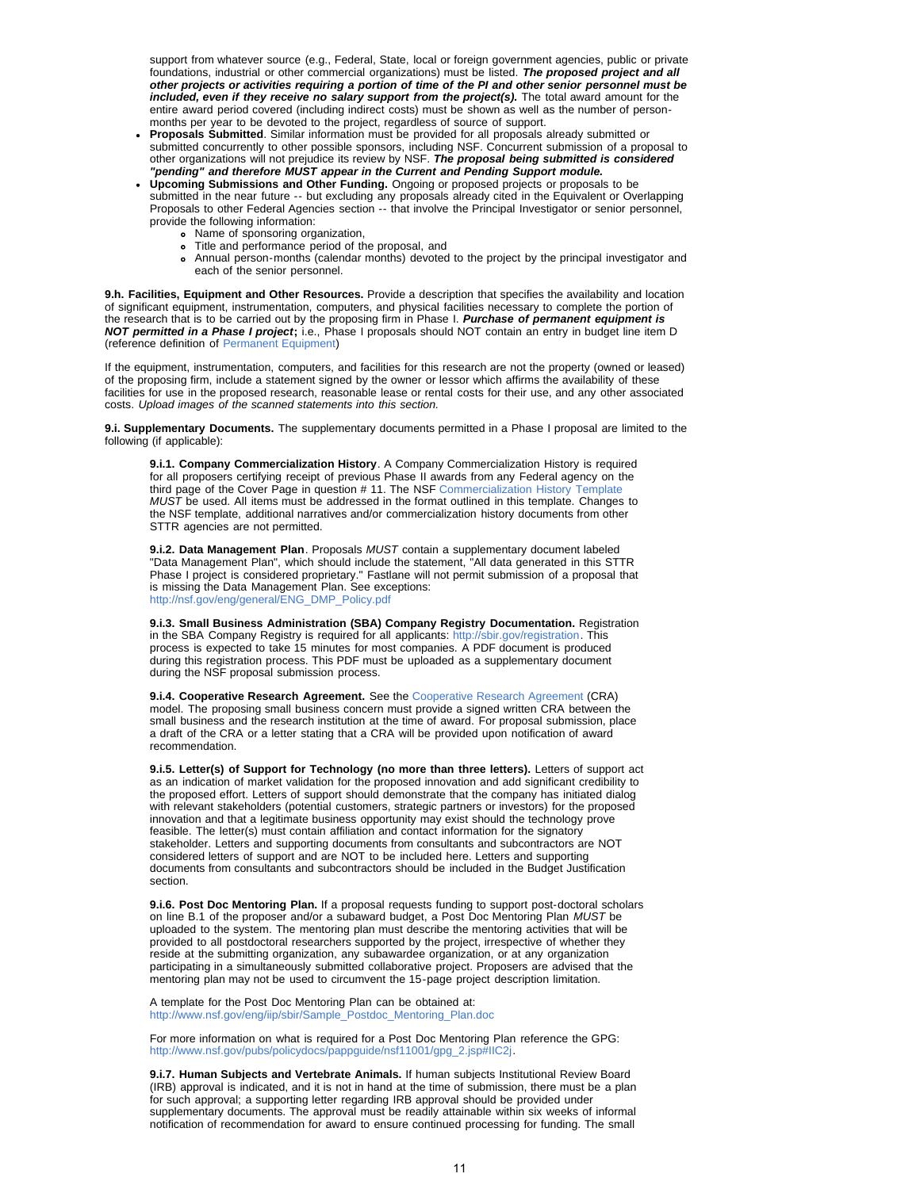support from whatever source (e.g., Federal, State, local or foreign government agencies, public or private foundations, industrial or other commercial organizations) must be listed. ***The proposed project and all other projects or activities requiring a portion of time of the PI and other senior personnel must be included, even if they receive no salary support from the project(s).*** The total award amount for the entire award period covered (including indirect costs) must be shown as well as the number of person-months per year to be devoted to the project, regardless of source of support.

- **Proposals Submitted**. Similar information must be provided for all proposals already submitted or submitted concurrently to other possible sponsors, including NSF. Concurrent submission of a proposal to other organizations will not prejudice its review by NSF. ***The proposal being submitted is considered "pending" and therefore MUST appear in the Current and Pending Support module.***
- **Upcoming Submissions and Other Funding.** Ongoing or proposed projects or proposals to be submitted in the near future -- but excluding any proposals already cited in the Equivalent or Overlapping Proposals to other Federal Agencies section -- that involve the Principal Investigator or senior personnel, provide the following information:
  - Name of sponsoring organization,
  - Title and performance period of the proposal, and
  - Annual person-months (calendar months) devoted to the project by the principal investigator and each of the senior personnel.

**9.h. Facilities, Equipment and Other Resources.** Provide a description that specifies the availability and location of significant equipment, instrumentation, computers, and physical facilities necessary to complete the portion of the research that is to be carried out by the proposing firm in Phase I. ***Purchase of permanent equipment is NOT permitted in a Phase I project*;** i.e., Phase I proposals should NOT contain an entry in budget line item D (reference definition of Permanent Equipment)

If the equipment, instrumentation, computers, and facilities for this research are not the property (owned or leased) of the proposing firm, include a statement signed by the owner or lessor which affirms the availability of these facilities for use in the proposed research, reasonable lease or rental costs for their use, and any other associated costs. *Upload images of the scanned statements into this section.*

**9.i. Supplementary Documents.** The supplementary documents permitted in a Phase I proposal are limited to the following (if applicable):

**9.i.1. Company Commercialization History**. A Company Commercialization History is required for all proposers certifying receipt of previous Phase II awards from any Federal agency on the third page of the Cover Page in question # 11. The NSF Commercialization History Template *MUST* be used. All items must be addressed in the format outlined in this template. Changes to the NSF template, additional narratives and/or commercialization history documents from other STTR agencies are not permitted.

**9.i.2. Data Management Plan**. Proposals *MUST* contain a supplementary document labeled "Data Management Plan", which should include the statement, "All data generated in this STTR Phase I project is considered proprietary." Fastlane will not permit submission of a proposal that is missing the Data Management Plan. See exceptions: http://nsf.gov/eng/general/ENG_DMP_Policy.pdf

**9.i.3. Small Business Administration (SBA) Company Registry Documentation.** Registration in the SBA Company Registry is required for all applicants: http://sbir.gov/registration. This process is expected to take 15 minutes for most companies. A PDF document is produced during this registration process. This PDF must be uploaded as a supplementary document during the NSF proposal submission process.

**9.i.4. Cooperative Research Agreement.** See the Cooperative Research Agreement (CRA) model. The proposing small business concern must provide a signed written CRA between the small business and the research institution at the time of award. For proposal submission, place a draft of the CRA or a letter stating that a CRA will be provided upon notification of award recommendation.

**9.i.5. Letter(s) of Support for Technology (no more than three letters).** Letters of support act as an indication of market validation for the proposed innovation and add significant credibility to the proposed effort. Letters of support should demonstrate that the company has initiated dialog with relevant stakeholders (potential customers, strategic partners or investors) for the proposed innovation and that a legitimate business opportunity may exist should the technology prove feasible. The letter(s) must contain affiliation and contact information for the signatory stakeholder. Letters and supporting documents from consultants and subcontractors are NOT considered letters of support and are NOT to be included here. Letters and supporting documents from consultants and subcontractors should be included in the Budget Justification section.

**9.i.6. Post Doc Mentoring Plan.** If a proposal requests funding to support post-doctoral scholars on line B.1 of the proposer and/or a subaward budget, a Post Doc Mentoring Plan *MUST* be uploaded to the system. The mentoring plan must describe the mentoring activities that will be provided to all postdoctoral researchers supported by the project, irrespective of whether they reside at the submitting organization, any subawardee organization, or at any organization participating in a simultaneously submitted collaborative project. Proposers are advised that the mentoring plan may not be used to circumvent the 15-page project description limitation.

A template for the Post Doc Mentoring Plan can be obtained at: http://www.nsf.gov/eng/iip/sbir/Sample_Postdoc_Mentoring_Plan.doc

For more information on what is required for a Post Doc Mentoring Plan reference the GPG: http://www.nsf.gov/pubs/policydocs/pappguide/nsf11001/gpg_2.jsp#IIC2j.

**9.i.7. Human Subjects and Vertebrate Animals.** If human subjects Institutional Review Board (IRB) approval is indicated, and it is not in hand at the time of submission, there must be a plan for such approval; a supporting letter regarding IRB approval should be provided under supplementary documents. The approval must be readily attainable within six weeks of informal notification of recommendation for award to ensure continued processing for funding. The small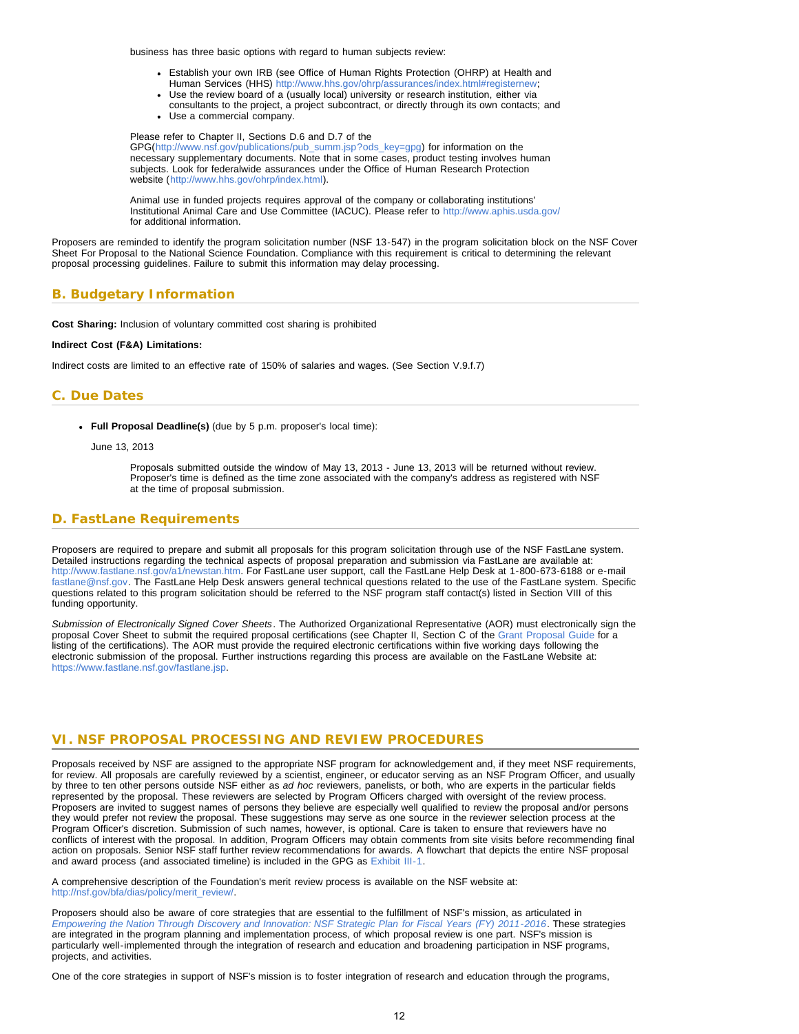business has three basic options with regard to human subjects review:

- Establish your own IRB (see Office of Human Rights Protection (OHRP) at Health and Human Services (HHS) http://www.hhs.gov/ohrp/assurances/index.html#registernew;
- Use the review board of a (usually local) university or research institution, either via consultants to the project, a project subcontract, or directly through its own contacts; and
- Use a commercial company.

Please refer to Chapter II, Sections D.6 and D.7 of the GPG(http://www.nsf.gov/publications/pub_summ.jsp?ods_key=gpg) for information on the necessary supplementary documents. Note that in some cases, product testing involves human subjects. Look for federalwide assurances under the Office of Human Research Protection website (http://www.hhs.gov/ohrp/index.html).

Animal use in funded projects requires approval of the company or collaborating institutions' Institutional Animal Care and Use Committee (IACUC). Please refer to http://www.aphis.usda.gov/ for additional information.

Proposers are reminded to identify the program solicitation number (NSF 13-547) in the program solicitation block on the NSF Cover Sheet For Proposal to the National Science Foundation. Compliance with this requirement is critical to determining the relevant proposal processing guidelines. Failure to submit this information may delay processing.

## B. Budgetary Information

**Cost Sharing:** Inclusion of voluntary committed cost sharing is prohibited

**Indirect Cost (F&A) Limitations:**

Indirect costs are limited to an effective rate of 150% of salaries and wages. (See Section V.9.f.7)

## C. Due Dates

- **Full Proposal Deadline(s)** (due by 5 p.m. proposer's local time):

  June 13, 2013

  Proposals submitted outside the window of May 13, 2013 - June 13, 2013 will be returned without review. Proposer's time is defined as the time zone associated with the company's address as registered with NSF at the time of proposal submission.

## D. FastLane Requirements

Proposers are required to prepare and submit all proposals for this program solicitation through use of the NSF FastLane system. Detailed instructions regarding the technical aspects of proposal preparation and submission via FastLane are available at: http://www.fastlane.nsf.gov/a1/newstan.htm. For FastLane user support, call the FastLane Help Desk at 1-800-673-6188 or e-mail fastlane@nsf.gov. The FastLane Help Desk answers general technical questions related to the use of the FastLane system. Specific questions related to this program solicitation should be referred to the NSF program staff contact(s) listed in Section VIII of this funding opportunity.

*Submission of Electronically Signed Cover Sheets*. The Authorized Organizational Representative (AOR) must electronically sign the proposal Cover Sheet to submit the required proposal certifications (see Chapter II, Section C of the Grant Proposal Guide for a listing of the certifications). The AOR must provide the required electronic certifications within five working days following the electronic submission of the proposal. Further instructions regarding this process are available on the FastLane Website at: https://www.fastlane.nsf.gov/fastlane.jsp.

# VI. NSF PROPOSAL PROCESSING AND REVIEW PROCEDURES

Proposals received by NSF are assigned to the appropriate NSF program for acknowledgement and, if they meet NSF requirements, for review. All proposals are carefully reviewed by a scientist, engineer, or educator serving as an NSF Program Officer, and usually by three to ten other persons outside NSF either as *ad hoc* reviewers, panelists, or both, who are experts in the particular fields represented by the proposal. These reviewers are selected by Program Officers charged with oversight of the review process. Proposers are invited to suggest names of persons they believe are especially well qualified to review the proposal and/or persons they would prefer not review the proposal. These suggestions may serve as one source in the reviewer selection process at the Program Officer's discretion. Submission of such names, however, is optional. Care is taken to ensure that reviewers have no conflicts of interest with the proposal. In addition, Program Officers may obtain comments from site visits before recommending final action on proposals. Senior NSF staff further review recommendations for awards. A flowchart that depicts the entire NSF proposal and award process (and associated timeline) is included in the GPG as Exhibit III-1.

A comprehensive description of the Foundation's merit review process is available on the NSF website at: http://nsf.gov/bfa/dias/policy/merit_review/.

Proposers should also be aware of core strategies that are essential to the fulfillment of NSF's mission, as articulated in *Empowering the Nation Through Discovery and Innovation: NSF Strategic Plan for Fiscal Years (FY) 2011-2016*. These strategies are integrated in the program planning and implementation process, of which proposal review is one part. NSF's mission is particularly well-implemented through the integration of research and education and broadening participation in NSF programs, projects, and activities.

One of the core strategies in support of NSF's mission is to foster integration of research and education through the programs,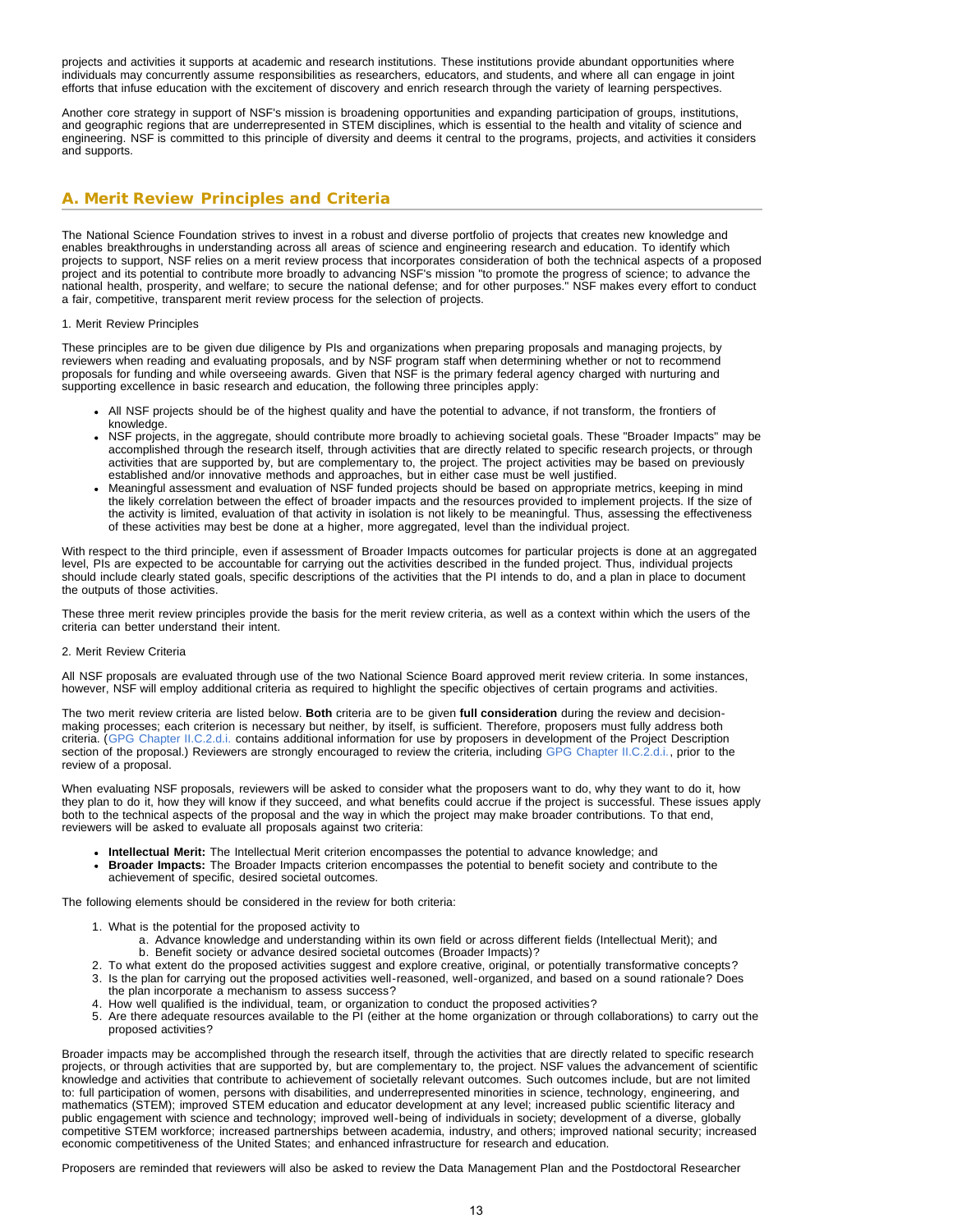projects and activities it supports at academic and research institutions. These institutions provide abundant opportunities where individuals may concurrently assume responsibilities as researchers, educators, and students, and where all can engage in joint efforts that infuse education with the excitement of discovery and enrich research through the variety of learning perspectives.

Another core strategy in support of NSF's mission is broadening opportunities and expanding participation of groups, institutions, and geographic regions that are underrepresented in STEM disciplines, which is essential to the health and vitality of science and engineering. NSF is committed to this principle of diversity and deems it central to the programs, projects, and activities it considers and supports.

## A. Merit Review Principles and Criteria

The National Science Foundation strives to invest in a robust and diverse portfolio of projects that creates new knowledge and enables breakthroughs in understanding across all areas of science and engineering research and education. To identify which projects to support, NSF relies on a merit review process that incorporates consideration of both the technical aspects of a proposed project and its potential to contribute more broadly to advancing NSF's mission "to promote the progress of science; to advance the national health, prosperity, and welfare; to secure the national defense; and for other purposes." NSF makes every effort to conduct a fair, competitive, transparent merit review process for the selection of projects.

1. Merit Review Principles

These principles are to be given due diligence by PIs and organizations when preparing proposals and managing projects, by reviewers when reading and evaluating proposals, and by NSF program staff when determining whether or not to recommend proposals for funding and while overseeing awards. Given that NSF is the primary federal agency charged with nurturing and supporting excellence in basic research and education, the following three principles apply:

- All NSF projects should be of the highest quality and have the potential to advance, if not transform, the frontiers of knowledge.
- NSF projects, in the aggregate, should contribute more broadly to achieving societal goals. These "Broader Impacts" may be accomplished through the research itself, through activities that are directly related to specific research projects, or through activities that are supported by, but are complementary to, the project. The project activities may be based on previously established and/or innovative methods and approaches, but in either case must be well justified.
- Meaningful assessment and evaluation of NSF funded projects should be based on appropriate metrics, keeping in mind the likely correlation between the effect of broader impacts and the resources provided to implement projects. If the size of the activity is limited, evaluation of that activity in isolation is not likely to be meaningful. Thus, assessing the effectiveness of these activities may best be done at a higher, more aggregated, level than the individual project.

With respect to the third principle, even if assessment of Broader Impacts outcomes for particular projects is done at an aggregated level, PIs are expected to be accountable for carrying out the activities described in the funded project. Thus, individual projects should include clearly stated goals, specific descriptions of the activities that the PI intends to do, and a plan in place to document the outputs of those activities.

These three merit review principles provide the basis for the merit review criteria, as well as a context within which the users of the criteria can better understand their intent.

2. Merit Review Criteria

All NSF proposals are evaluated through use of the two National Science Board approved merit review criteria. In some instances, however, NSF will employ additional criteria as required to highlight the specific objectives of certain programs and activities.

The two merit review criteria are listed below. **Both** criteria are to be given **full consideration** during the review and decision-making processes; each criterion is necessary but neither, by itself, is sufficient. Therefore, proposers must fully address both criteria. (GPG Chapter II.C.2.d.i. contains additional information for use by proposers in development of the Project Description section of the proposal.) Reviewers are strongly encouraged to review the criteria, including GPG Chapter II.C.2.d.i., prior to the review of a proposal.

When evaluating NSF proposals, reviewers will be asked to consider what the proposers want to do, why they want to do it, how they plan to do it, how they will know if they succeed, and what benefits could accrue if the project is successful. These issues apply both to the technical aspects of the proposal and the way in which the project may make broader contributions. To that end, reviewers will be asked to evaluate all proposals against two criteria:

- **Intellectual Merit:** The Intellectual Merit criterion encompasses the potential to advance knowledge; and
- **Broader Impacts:** The Broader Impacts criterion encompasses the potential to benefit society and contribute to the achievement of specific, desired societal outcomes.

The following elements should be considered in the review for both criteria:

1. What is the potential for the proposed activity to
    a. Advance knowledge and understanding within its own field or across different fields (Intellectual Merit); and
    b. Benefit society or advance desired societal outcomes (Broader Impacts)?
2. To what extent do the proposed activities suggest and explore creative, original, or potentially transformative concepts?
3. Is the plan for carrying out the proposed activities well-reasoned, well-organized, and based on a sound rationale? Does the plan incorporate a mechanism to assess success?
4. How well qualified is the individual, team, or organization to conduct the proposed activities?
5. Are there adequate resources available to the PI (either at the home organization or through collaborations) to carry out the proposed activities?

Broader impacts may be accomplished through the research itself, through the activities that are directly related to specific research projects, or through activities that are supported by, but are complementary to, the project. NSF values the advancement of scientific knowledge and activities that contribute to achievement of societally relevant outcomes. Such outcomes include, but are not limited to: full participation of women, persons with disabilities, and underrepresented minorities in science, technology, engineering, and mathematics (STEM); improved STEM education and educator development at any level; increased public scientific literacy and public engagement with science and technology; improved well-being of individuals in society; development of a diverse, globally competitive STEM workforce; increased partnerships between academia, industry, and others; improved national security; increased economic competitiveness of the United States; and enhanced infrastructure for research and education.

Proposers are reminded that reviewers will also be asked to review the Data Management Plan and the Postdoctoral Researcher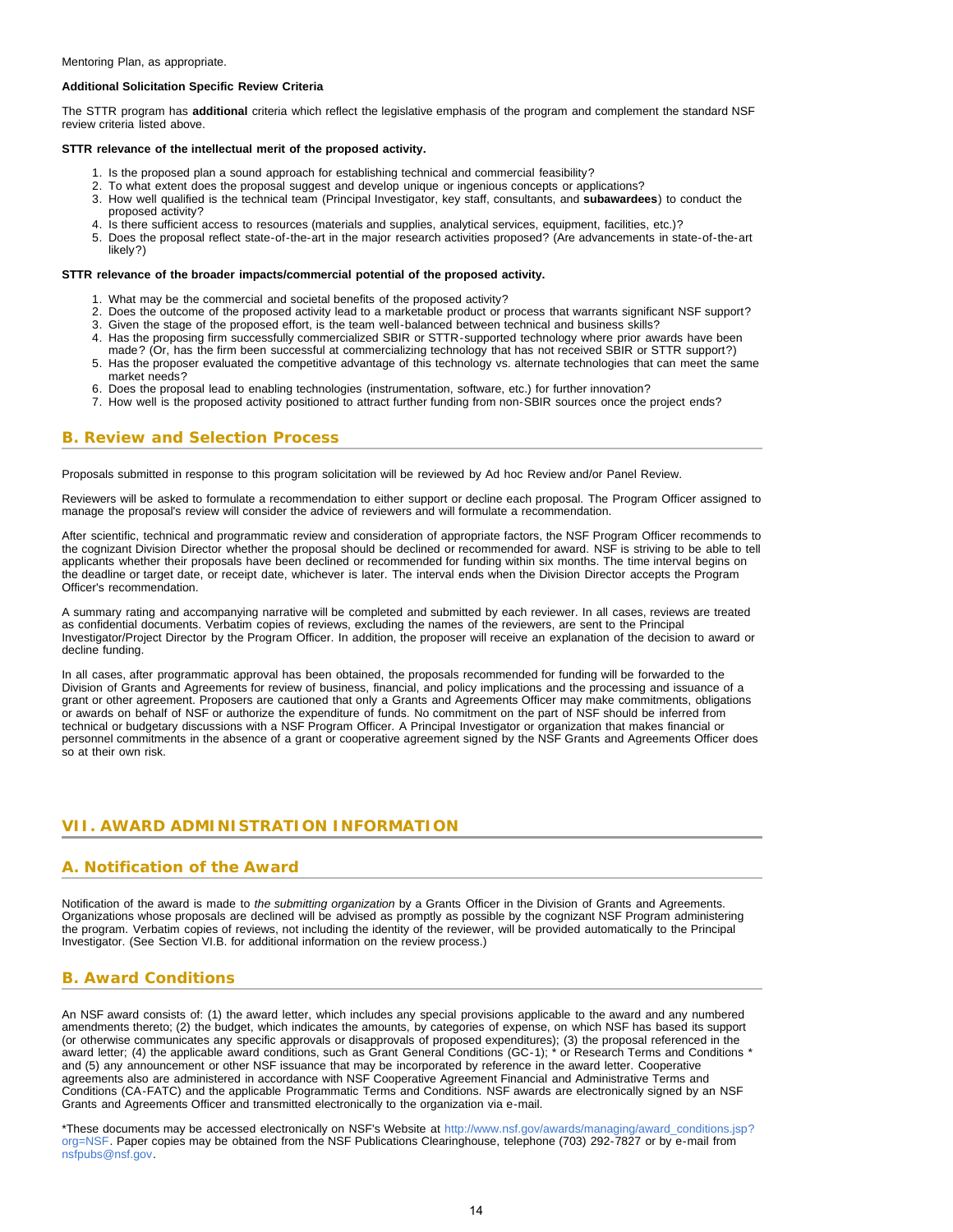Mentoring Plan, as appropriate.

**Additional Solicitation Specific Review Criteria**

The STTR program has **additional** criteria which reflect the legislative emphasis of the program and complement the standard NSF review criteria listed above.

**STTR relevance of the intellectual merit of the proposed activity.**

1. Is the proposed plan a sound approach for establishing technical and commercial feasibility?
2. To what extent does the proposal suggest and develop unique or ingenious concepts or applications?
3. How well qualified is the technical team (Principal Investigator, key staff, consultants, and **subawardees**) to conduct the proposed activity?
4. Is there sufficient access to resources (materials and supplies, analytical services, equipment, facilities, etc.)?
5. Does the proposal reflect state-of-the-art in the major research activities proposed? (Are advancements in state-of-the-art likely?)

**STTR relevance of the broader impacts/commercial potential of the proposed activity.**

1. What may be the commercial and societal benefits of the proposed activity?
2. Does the outcome of the proposed activity lead to a marketable product or process that warrants significant NSF support?
3. Given the stage of the proposed effort, is the team well-balanced between technical and business skills?
4. Has the proposing firm successfully commercialized SBIR or STTR-supported technology where prior awards have been made? (Or, has the firm been successful at commercializing technology that has not received SBIR or STTR support?)
5. Has the proposer evaluated the competitive advantage of this technology vs. alternate technologies that can meet the same market needs?
6. Does the proposal lead to enabling technologies (instrumentation, software, etc.) for further innovation?
7. How well is the proposed activity positioned to attract further funding from non-SBIR sources once the project ends?

## B. Review and Selection Process

Proposals submitted in response to this program solicitation will be reviewed by Ad hoc Review and/or Panel Review.

Reviewers will be asked to formulate a recommendation to either support or decline each proposal. The Program Officer assigned to manage the proposal's review will consider the advice of reviewers and will formulate a recommendation.

After scientific, technical and programmatic review and consideration of appropriate factors, the NSF Program Officer recommends to the cognizant Division Director whether the proposal should be declined or recommended for award. NSF is striving to be able to tell applicants whether their proposals have been declined or recommended for funding within six months. The time interval begins on the deadline or target date, or receipt date, whichever is later. The interval ends when the Division Director accepts the Program Officer's recommendation.

A summary rating and accompanying narrative will be completed and submitted by each reviewer. In all cases, reviews are treated as confidential documents. Verbatim copies of reviews, excluding the names of the reviewers, are sent to the Principal Investigator/Project Director by the Program Officer. In addition, the proposer will receive an explanation of the decision to award or decline funding.

In all cases, after programmatic approval has been obtained, the proposals recommended for funding will be forwarded to the Division of Grants and Agreements for review of business, financial, and policy implications and the processing and issuance of a grant or other agreement. Proposers are cautioned that only a Grants and Agreements Officer may make commitments, obligations or awards on behalf of NSF or authorize the expenditure of funds. No commitment on the part of NSF should be inferred from technical or budgetary discussions with a NSF Program Officer. A Principal Investigator or organization that makes financial or personnel commitments in the absence of a grant or cooperative agreement signed by the NSF Grants and Agreements Officer does so at their own risk.

# VII. AWARD ADMINISTRATION INFORMATION

## A. Notification of the Award

Notification of the award is made to *the submitting organization* by a Grants Officer in the Division of Grants and Agreements. Organizations whose proposals are declined will be advised as promptly as possible by the cognizant NSF Program administering the program. Verbatim copies of reviews, not including the identity of the reviewer, will be provided automatically to the Principal Investigator. (See Section VI.B. for additional information on the review process.)

## B. Award Conditions

An NSF award consists of: (1) the award letter, which includes any special provisions applicable to the award and any numbered amendments thereto; (2) the budget, which indicates the amounts, by categories of expense, on which NSF has based its support (or otherwise communicates any specific approvals or disapprovals of proposed expenditures); (3) the proposal referenced in the award letter; (4) the applicable award conditions, such as Grant General Conditions (GC-1); * or Research Terms and Conditions * and (5) any announcement or other NSF issuance that may be incorporated by reference in the award letter. Cooperative agreements also are administered in accordance with NSF Cooperative Agreement Financial and Administrative Terms and Conditions (CA-FATC) and the applicable Programmatic Terms and Conditions. NSF awards are electronically signed by an NSF Grants and Agreements Officer and transmitted electronically to the organization via e-mail.

*These documents may be accessed electronically on NSF's Website at http://www.nsf.gov/awards/managing/award_conditions.jsp?org=NSF. Paper copies may be obtained from the NSF Publications Clearinghouse, telephone (703) 292-7827 or by e-mail from nsfpubs@nsf.gov.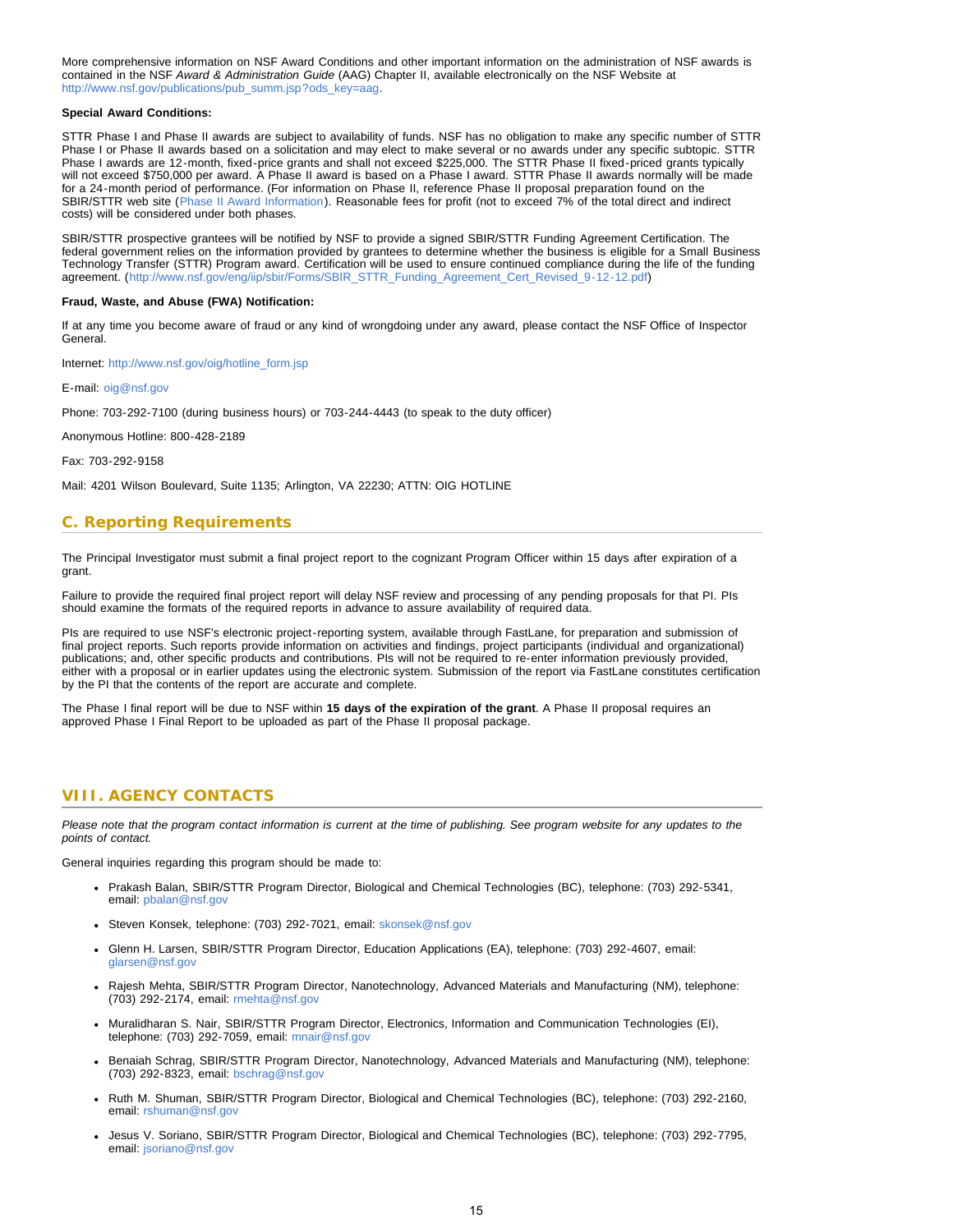More comprehensive information on NSF Award Conditions and other important information on the administration of NSF awards is contained in the NSF *Award & Administration Guide* (AAG) Chapter II, available electronically on the NSF Website at http://www.nsf.gov/publications/pub_summ.jsp?ods_key=aag.

**Special Award Conditions:**

STTR Phase I and Phase II awards are subject to availability of funds. NSF has no obligation to make any specific number of STTR Phase I or Phase II awards based on a solicitation and may elect to make several or no awards under any specific subtopic. STTR Phase I awards are 12-month, fixed-price grants and shall not exceed $225,000. The STTR Phase II fixed-priced grants typically will not exceed $750,000 per award. A Phase II award is based on a Phase I award. STTR Phase II awards normally will be made for a 24-month period of performance. (For information on Phase II, reference Phase II proposal preparation found on the SBIR/STTR web site (Phase II Award Information). Reasonable fees for profit (not to exceed 7% of the total direct and indirect costs) will be considered under both phases.

SBIR/STTR prospective grantees will be notified by NSF to provide a signed SBIR/STTR Funding Agreement Certification. The federal government relies on the information provided by grantees to determine whether the business is eligible for a Small Business Technology Transfer (STTR) Program award. Certification will be used to ensure continued compliance during the life of the funding agreement. (http://www.nsf.gov/eng/iip/sbir/Forms/SBIR_STTR_Funding_Agreement_Cert_Revised_9-12-12.pdf)

**Fraud, Waste, and Abuse (FWA) Notification:**

If at any time you become aware of fraud or any kind of wrongdoing under any award, please contact the NSF Office of Inspector General.

Internet: http://www.nsf.gov/oig/hotline_form.jsp

E-mail: oig@nsf.gov

Phone: 703-292-7100 (during business hours) or 703-244-4443 (to speak to the duty officer)

Anonymous Hotline: 800-428-2189

Fax: 703-292-9158

Mail: 4201 Wilson Boulevard, Suite 1135; Arlington, VA 22230; ATTN: OIG HOTLINE

## C. Reporting Requirements

The Principal Investigator must submit a final project report to the cognizant Program Officer within 15 days after expiration of a grant.

Failure to provide the required final project report will delay NSF review and processing of any pending proposals for that PI. PIs should examine the formats of the required reports in advance to assure availability of required data.

PIs are required to use NSF's electronic project-reporting system, available through FastLane, for preparation and submission of final project reports. Such reports provide information on activities and findings, project participants (individual and organizational) publications; and, other specific products and contributions. PIs will not be required to re-enter information previously provided, either with a proposal or in earlier updates using the electronic system. Submission of the report via FastLane constitutes certification by the PI that the contents of the report are accurate and complete.

The Phase I final report will be due to NSF within **15 days of the expiration of the grant**. A Phase II proposal requires an approved Phase I Final Report to be uploaded as part of the Phase II proposal package.

# VIII. AGENCY CONTACTS

*Please note that the program contact information is current at the time of publishing. See program website for any updates to the points of contact.*

General inquiries regarding this program should be made to:

- Prakash Balan, SBIR/STTR Program Director, Biological and Chemical Technologies (BC), telephone: (703) 292-5341, email: pbalan@nsf.gov
- Steven Konsek, telephone: (703) 292-7021, email: skonsek@nsf.gov
- Glenn H. Larsen, SBIR/STTR Program Director, Education Applications (EA), telephone: (703) 292-4607, email: glarsen@nsf.gov
- Rajesh Mehta, SBIR/STTR Program Director, Nanotechnology, Advanced Materials and Manufacturing (NM), telephone: (703) 292-2174, email: rmehta@nsf.gov
- Muralidharan S. Nair, SBIR/STTR Program Director, Electronics, Information and Communication Technologies (EI), telephone: (703) 292-7059, email: mnair@nsf.gov
- Benaiah Schrag, SBIR/STTR Program Director, Nanotechnology, Advanced Materials and Manufacturing (NM), telephone: (703) 292-8323, email: bschrag@nsf.gov
- Ruth M. Shuman, SBIR/STTR Program Director, Biological and Chemical Technologies (BC), telephone: (703) 292-2160, email: rshuman@nsf.gov
- Jesus V. Soriano, SBIR/STTR Program Director, Biological and Chemical Technologies (BC), telephone: (703) 292-7795, email: jsoriano@nsf.gov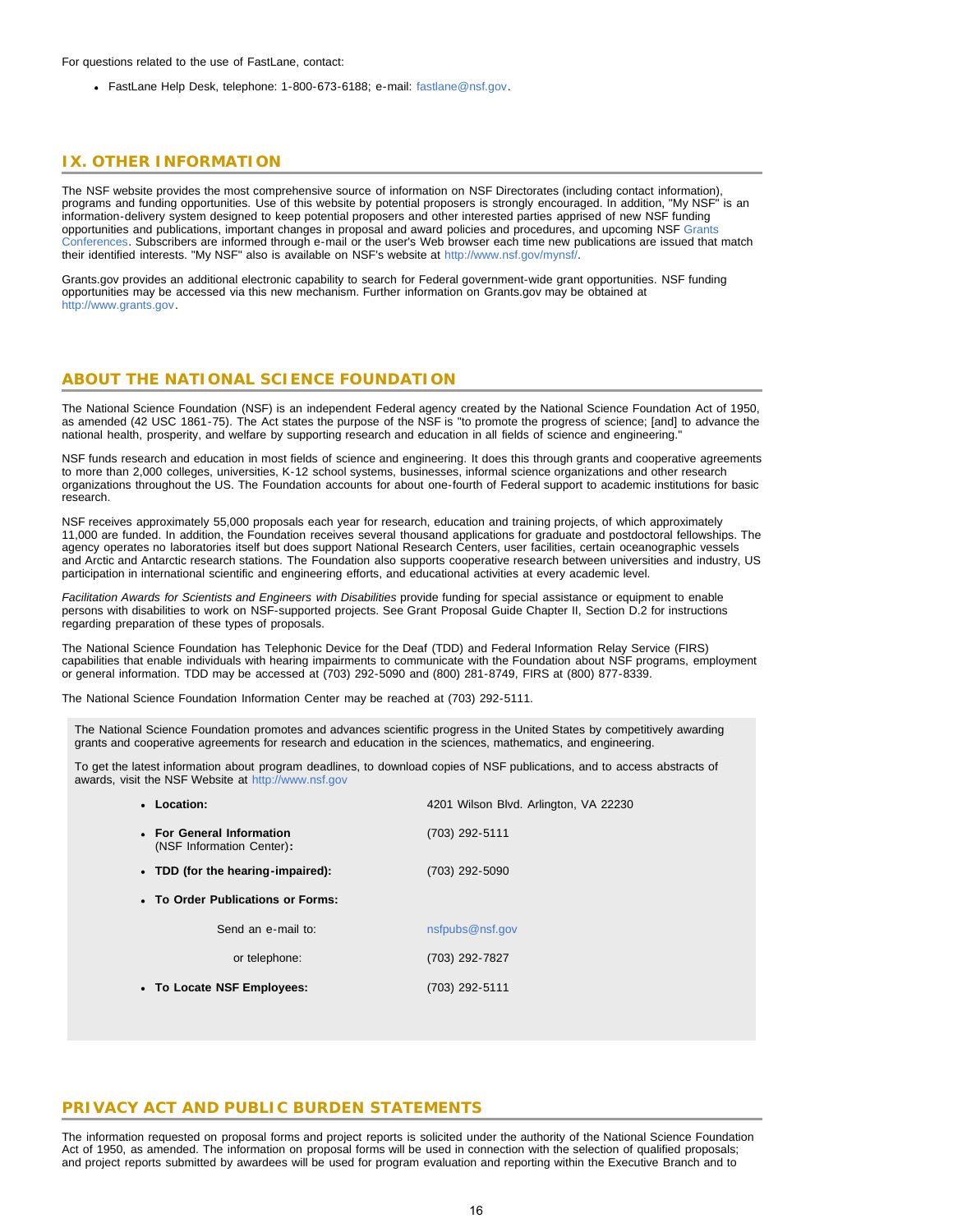For questions related to the use of FastLane, contact:

- FastLane Help Desk, telephone: 1-800-673-6188; e-mail: fastlane@nsf.gov.

## IX. OTHER INFORMATION

The NSF website provides the most comprehensive source of information on NSF Directorates (including contact information), programs and funding opportunities. Use of this website by potential proposers is strongly encouraged. In addition, "My NSF" is an information-delivery system designed to keep potential proposers and other interested parties apprised of new NSF funding opportunities and publications, important changes in proposal and award policies and procedures, and upcoming NSF Grants Conferences. Subscribers are informed through e-mail or the user's Web browser each time new publications are issued that match their identified interests. "My NSF" also is available on NSF's website at http://www.nsf.gov/mynsf/.

Grants.gov provides an additional electronic capability to search for Federal government-wide grant opportunities. NSF funding opportunities may be accessed via this new mechanism. Further information on Grants.gov may be obtained at http://www.grants.gov.

## ABOUT THE NATIONAL SCIENCE FOUNDATION

The National Science Foundation (NSF) is an independent Federal agency created by the National Science Foundation Act of 1950, as amended (42 USC 1861-75). The Act states the purpose of the NSF is "to promote the progress of science; [and] to advance the national health, prosperity, and welfare by supporting research and education in all fields of science and engineering."

NSF funds research and education in most fields of science and engineering. It does this through grants and cooperative agreements to more than 2,000 colleges, universities, K-12 school systems, businesses, informal science organizations and other research organizations throughout the US. The Foundation accounts for about one-fourth of Federal support to academic institutions for basic research.

NSF receives approximately 55,000 proposals each year for research, education and training projects, of which approximately 11,000 are funded. In addition, the Foundation receives several thousand applications for graduate and postdoctoral fellowships. The agency operates no laboratories itself but does support National Research Centers, user facilities, certain oceanographic vessels and Arctic and Antarctic research stations. The Foundation also supports cooperative research between universities and industry, US participation in international scientific and engineering efforts, and educational activities at every academic level.

*Facilitation Awards for Scientists and Engineers with Disabilities* provide funding for special assistance or equipment to enable persons with disabilities to work on NSF-supported projects. See Grant Proposal Guide Chapter II, Section D.2 for instructions regarding preparation of these types of proposals.

The National Science Foundation has Telephonic Device for the Deaf (TDD) and Federal Information Relay Service (FIRS) capabilities that enable individuals with hearing impairments to communicate with the Foundation about NSF programs, employment or general information. TDD may be accessed at (703) 292-5090 and (800) 281-8749, FIRS at (800) 877-8339.

The National Science Foundation Information Center may be reached at (703) 292-5111.

The National Science Foundation promotes and advances scientific progress in the United States by competitively awarding grants and cooperative agreements for research and education in the sciences, mathematics, and engineering.

To get the latest information about program deadlines, to download copies of NSF publications, and to access abstracts of awards, visit the NSF Website at http://www.nsf.gov

- **Location:** 4201 Wilson Blvd. Arlington, VA 22230
- **For General Information** (NSF Information Center)**:** (703) 292-5111
- **TDD (for the hearing-impaired):** (703) 292-5090
- **To Order Publications or Forms:**
  - Send an e-mail to: nsfpubs@nsf.gov
  - or telephone: (703) 292-7827
- **To Locate NSF Employees:** (703) 292-5111

## PRIVACY ACT AND PUBLIC BURDEN STATEMENTS

The information requested on proposal forms and project reports is solicited under the authority of the National Science Foundation Act of 1950, as amended. The information on proposal forms will be used in connection with the selection of qualified proposals; and project reports submitted by awardees will be used for program evaluation and reporting within the Executive Branch and to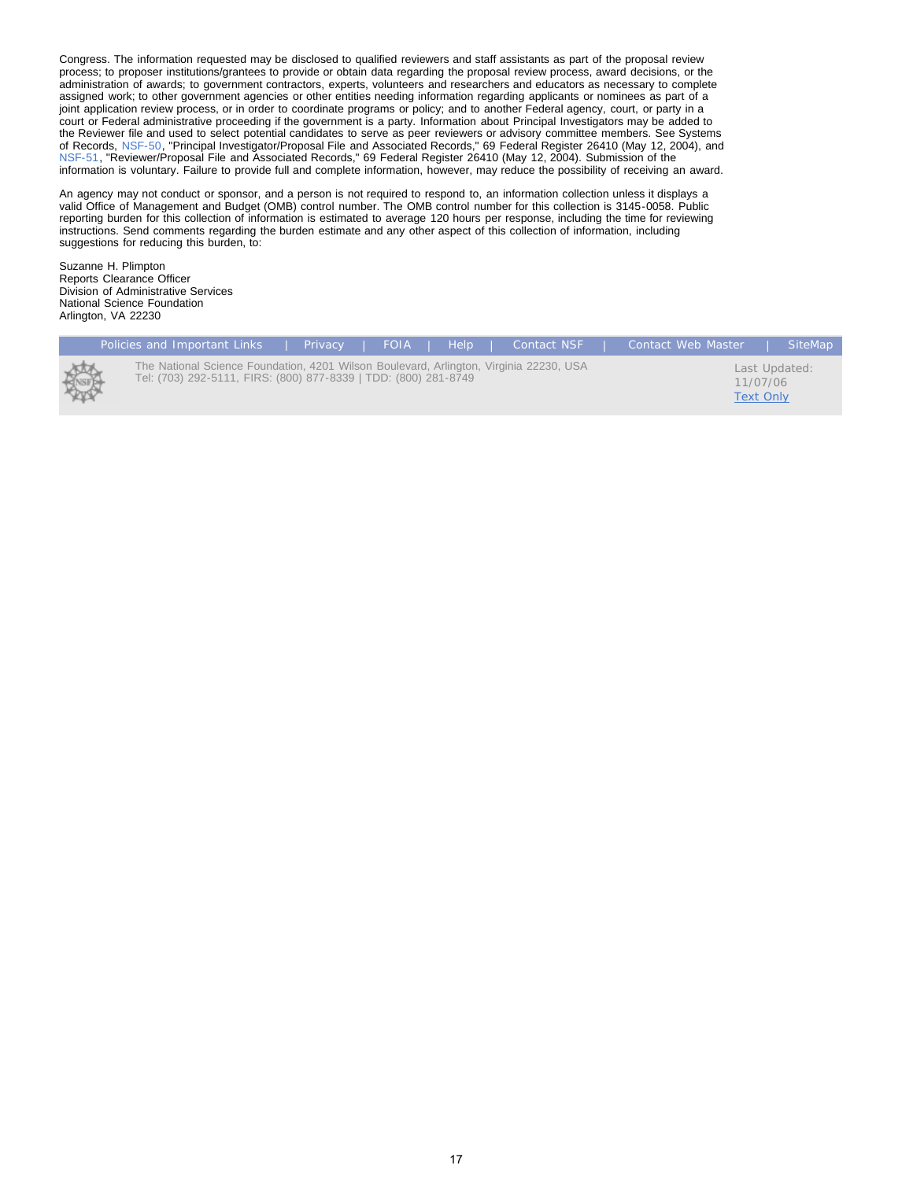Congress. The information requested may be disclosed to qualified reviewers and staff assistants as part of the proposal review process; to proposer institutions/grantees to provide or obtain data regarding the proposal review process, award decisions, or the administration of awards; to government contractors, experts, volunteers and researchers and educators as necessary to complete assigned work; to other government agencies or other entities needing information regarding applicants or nominees as part of a joint application review process, or in order to coordinate programs or policy; and to another Federal agency, court, or party in a court or Federal administrative proceeding if the government is a party. Information about Principal Investigators may be added to the Reviewer file and used to select potential candidates to serve as peer reviewers or advisory committee members. See Systems of Records, NSF-50, "Principal Investigator/Proposal File and Associated Records," 69 Federal Register 26410 (May 12, 2004), and NSF-51, "Reviewer/Proposal File and Associated Records," 69 Federal Register 26410 (May 12, 2004). Submission of the information is voluntary. Failure to provide full and complete information, however, may reduce the possibility of receiving an award.

An agency may not conduct or sponsor, and a person is not required to respond to, an information collection unless it displays a valid Office of Management and Budget (OMB) control number. The OMB control number for this collection is 3145-0058. Public reporting burden for this collection of information is estimated to average 120 hours per response, including the time for reviewing instructions. Send comments regarding the burden estimate and any other aspect of this collection of information, including suggestions for reducing this burden, to:

Suzanne H. Plimpton
Reports Clearance Officer
Division of Administrative Services
National Science Foundation
Arlington, VA 22230

Policies and Important Links | Privacy | FOIA | Help | Contact NSF | Contact Web Master | SiteMap

The National Science Foundation, 4201 Wilson Boulevard, Arlington, Virginia 22230, USA
Tel: (703) 292-5111, FIRS: (800) 877-8339 | TDD: (800) 281-8749

Last Updated:
11/07/06
Text Only